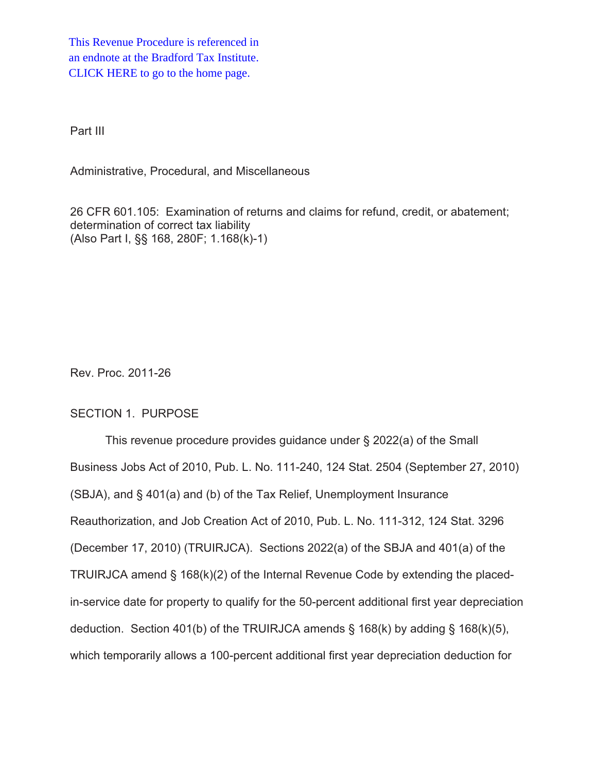This Revenue Procedure is referenced in an endnote at the Bradford Tax Institute. CLICK HERE to go to the home page.

Part III

Administrative, Procedural, and Miscellaneous

26 CFR 601.105: Examination of returns and claims for refund, credit, or abatement; determination of correct tax liability
(Also Part I, §§ 168, 280F; 1.168(k)-1)

Rev. Proc. 2011-26

## SECTION 1. PURPOSE

This revenue procedure provides guidance under § 2022(a) of the Small Business Jobs Act of 2010, Pub. L. No. 111-240, 124 Stat. 2504 (September 27, 2010) (SBJA), and § 401(a) and (b) of the Tax Relief, Unemployment Insurance Reauthorization, and Job Creation Act of 2010, Pub. L. No. 111-312, 124 Stat. 3296 (December 17, 2010) (TRUIRJCA). Sections 2022(a) of the SBJA and 401(a) of the TRUIRJCA amend § 168(k)(2) of the Internal Revenue Code by extending the placed-in-service date for property to qualify for the 50-percent additional first year depreciation deduction. Section 401(b) of the TRUIRJCA amends § 168(k) by adding § 168(k)(5), which temporarily allows a 100-percent additional first year depreciation deduction for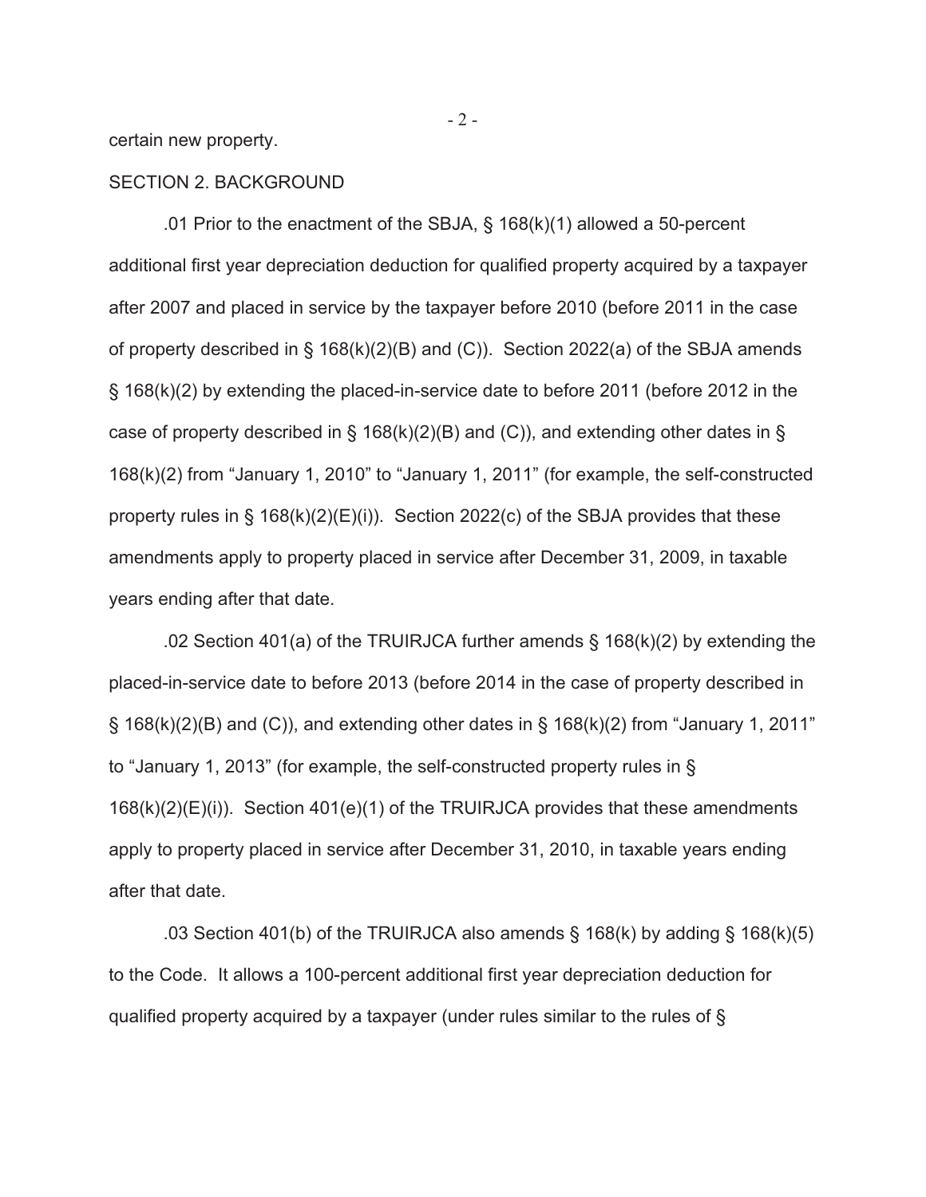certain new property.

SECTION 2. BACKGROUND

.01 Prior to the enactment of the SBJA, § 168(k)(1) allowed a 50-percent additional first year depreciation deduction for qualified property acquired by a taxpayer after 2007 and placed in service by the taxpayer before 2010 (before 2011 in the case of property described in § 168(k)(2)(B) and (C)). Section 2022(a) of the SBJA amends § 168(k)(2) by extending the placed-in-service date to before 2011 (before 2012 in the case of property described in § 168(k)(2)(B) and (C)), and extending other dates in § 168(k)(2) from "January 1, 2010" to "January 1, 2011" (for example, the self-constructed property rules in § 168(k)(2)(E)(i)). Section 2022(c) of the SBJA provides that these amendments apply to property placed in service after December 31, 2009, in taxable years ending after that date.

.02 Section 401(a) of the TRUIRJCA further amends § 168(k)(2) by extending the placed-in-service date to before 2013 (before 2014 in the case of property described in § 168(k)(2)(B) and (C)), and extending other dates in § 168(k)(2) from "January 1, 2011" to "January 1, 2013" (for example, the self-constructed property rules in § 168(k)(2)(E)(i)). Section 401(e)(1) of the TRUIRJCA provides that these amendments apply to property placed in service after December 31, 2010, in taxable years ending after that date.

.03 Section 401(b) of the TRUIRJCA also amends § 168(k) by adding § 168(k)(5) to the Code. It allows a 100-percent additional first year depreciation deduction for qualified property acquired by a taxpayer (under rules similar to the rules of §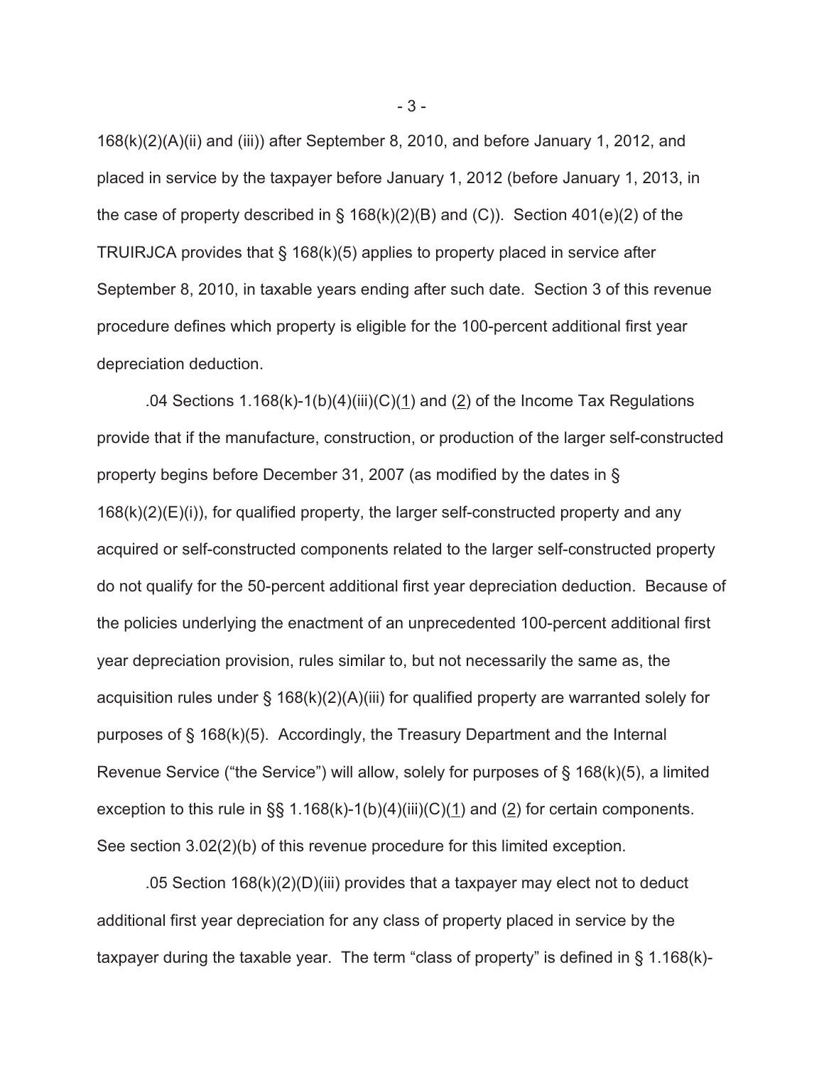168(k)(2)(A)(ii) and (iii)) after September 8, 2010, and before January 1, 2012, and placed in service by the taxpayer before January 1, 2012 (before January 1, 2013, in the case of property described in § 168(k)(2)(B) and (C)). Section 401(e)(2) of the TRUIRJCA provides that § 168(k)(5) applies to property placed in service after September 8, 2010, in taxable years ending after such date. Section 3 of this revenue procedure defines which property is eligible for the 100-percent additional first year depreciation deduction.

.04 Sections 1.168(k)-1(b)(4)(iii)(C)(1) and (2) of the Income Tax Regulations provide that if the manufacture, construction, or production of the larger self-constructed property begins before December 31, 2007 (as modified by the dates in § 168(k)(2)(E)(i)), for qualified property, the larger self-constructed property and any acquired or self-constructed components related to the larger self-constructed property do not qualify for the 50-percent additional first year depreciation deduction. Because of the policies underlying the enactment of an unprecedented 100-percent additional first year depreciation provision, rules similar to, but not necessarily the same as, the acquisition rules under § 168(k)(2)(A)(iii) for qualified property are warranted solely for purposes of § 168(k)(5). Accordingly, the Treasury Department and the Internal Revenue Service ("the Service") will allow, solely for purposes of § 168(k)(5), a limited exception to this rule in §§ 1.168(k)-1(b)(4)(iii)(C)(1) and (2) for certain components. See section 3.02(2)(b) of this revenue procedure for this limited exception.

.05 Section 168(k)(2)(D)(iii) provides that a taxpayer may elect not to deduct additional first year depreciation for any class of property placed in service by the taxpayer during the taxable year. The term "class of property" is defined in § 1.168(k)-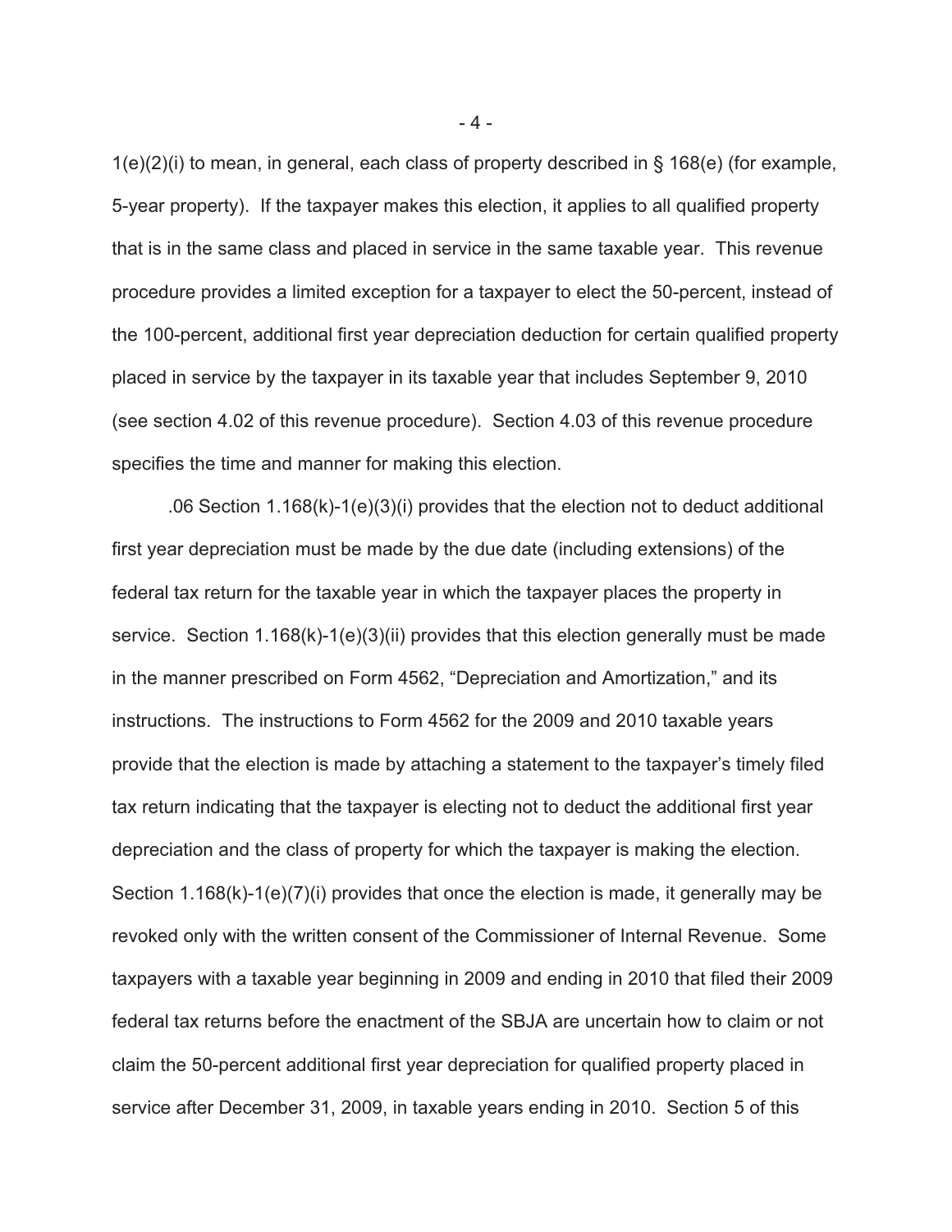1(e)(2)(i) to mean, in general, each class of property described in § 168(e) (for example, 5-year property). If the taxpayer makes this election, it applies to all qualified property that is in the same class and placed in service in the same taxable year. This revenue procedure provides a limited exception for a taxpayer to elect the 50-percent, instead of the 100-percent, additional first year depreciation deduction for certain qualified property placed in service by the taxpayer in its taxable year that includes September 9, 2010 (see section 4.02 of this revenue procedure). Section 4.03 of this revenue procedure specifies the time and manner for making this election.

.06 Section 1.168(k)-1(e)(3)(i) provides that the election not to deduct additional first year depreciation must be made by the due date (including extensions) of the federal tax return for the taxable year in which the taxpayer places the property in service. Section 1.168(k)-1(e)(3)(ii) provides that this election generally must be made in the manner prescribed on Form 4562, "Depreciation and Amortization," and its instructions. The instructions to Form 4562 for the 2009 and 2010 taxable years provide that the election is made by attaching a statement to the taxpayer's timely filed tax return indicating that the taxpayer is electing not to deduct the additional first year depreciation and the class of property for which the taxpayer is making the election. Section 1.168(k)-1(e)(7)(i) provides that once the election is made, it generally may be revoked only with the written consent of the Commissioner of Internal Revenue. Some taxpayers with a taxable year beginning in 2009 and ending in 2010 that filed their 2009 federal tax returns before the enactment of the SBJA are uncertain how to claim or not claim the 50-percent additional first year depreciation for qualified property placed in service after December 31, 2009, in taxable years ending in 2010. Section 5 of this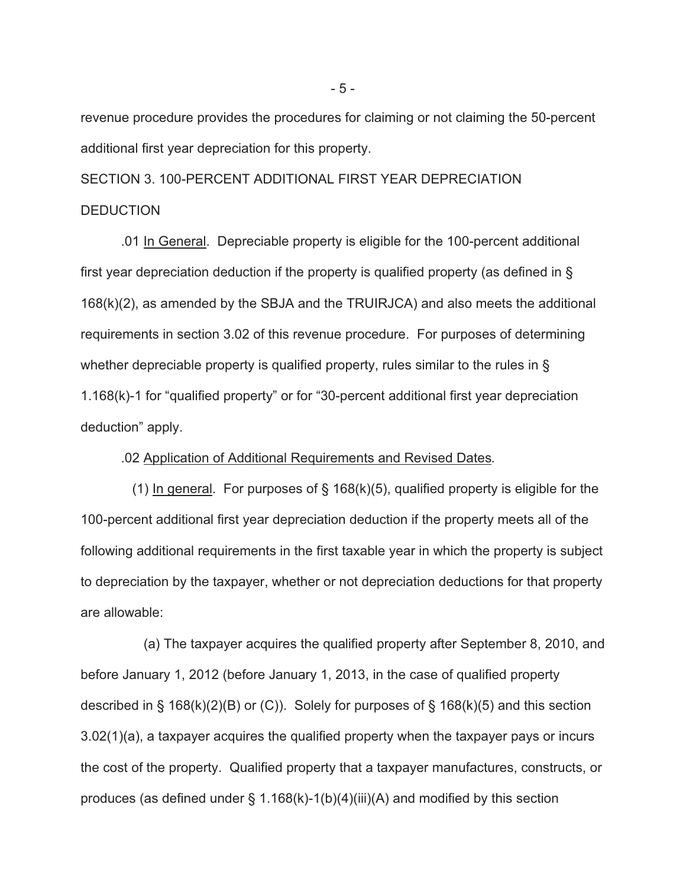revenue procedure provides the procedures for claiming or not claiming the 50-percent additional first year depreciation for this property.

## SECTION 3. 100-PERCENT ADDITIONAL FIRST YEAR DEPRECIATION DEDUCTION

.01 In General. Depreciable property is eligible for the 100-percent additional first year depreciation deduction if the property is qualified property (as defined in § 168(k)(2), as amended by the SBJA and the TRUIRJCA) and also meets the additional requirements in section 3.02 of this revenue procedure. For purposes of determining whether depreciable property is qualified property, rules similar to the rules in § 1.168(k)-1 for "qualified property" or for "30-percent additional first year depreciation deduction" apply.

.02 Application of Additional Requirements and Revised Dates.

(1) In general. For purposes of § 168(k)(5), qualified property is eligible for the 100-percent additional first year depreciation deduction if the property meets all of the following additional requirements in the first taxable year in which the property is subject to depreciation by the taxpayer, whether or not depreciation deductions for that property are allowable:

(a) The taxpayer acquires the qualified property after September 8, 2010, and before January 1, 2012 (before January 1, 2013, in the case of qualified property described in § 168(k)(2)(B) or (C)). Solely for purposes of § 168(k)(5) and this section 3.02(1)(a), a taxpayer acquires the qualified property when the taxpayer pays or incurs the cost of the property. Qualified property that a taxpayer manufactures, constructs, or produces (as defined under § 1.168(k)-1(b)(4)(iii)(A) and modified by this section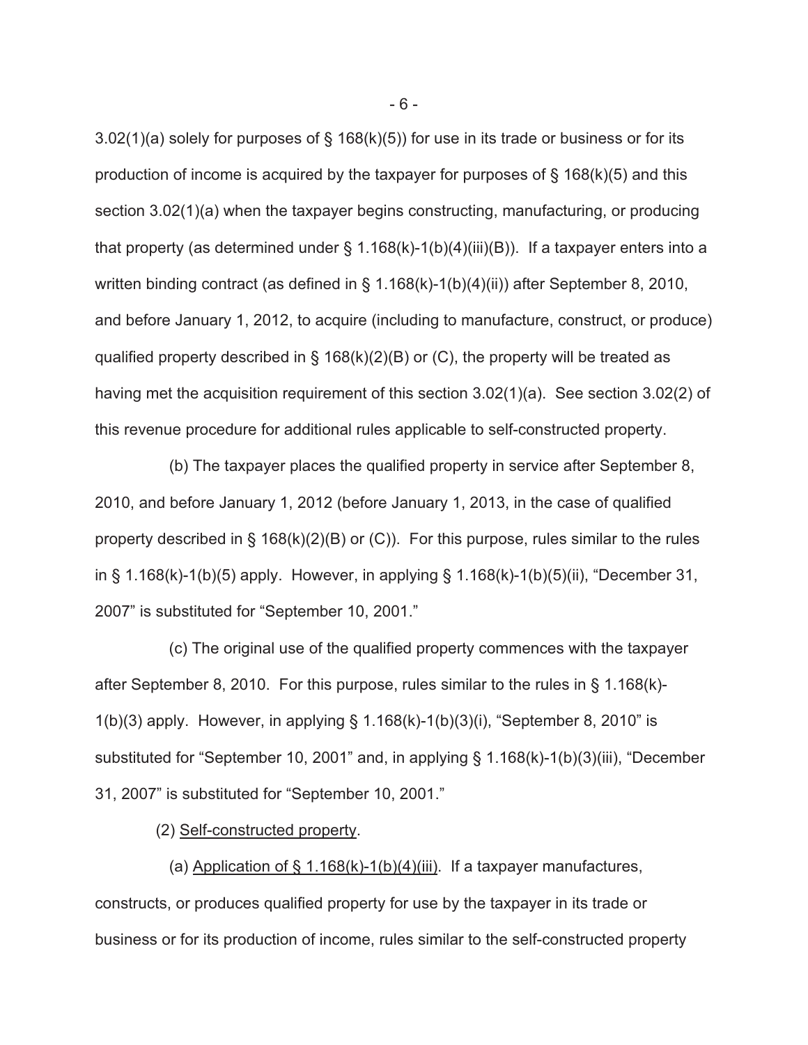3.02(1)(a) solely for purposes of § 168(k)(5)) for use in its trade or business or for its production of income is acquired by the taxpayer for purposes of § 168(k)(5) and this section 3.02(1)(a) when the taxpayer begins constructing, manufacturing, or producing that property (as determined under § 1.168(k)-1(b)(4)(iii)(B)). If a taxpayer enters into a written binding contract (as defined in § 1.168(k)-1(b)(4)(ii)) after September 8, 2010, and before January 1, 2012, to acquire (including to manufacture, construct, or produce) qualified property described in § 168(k)(2)(B) or (C), the property will be treated as having met the acquisition requirement of this section 3.02(1)(a). See section 3.02(2) of this revenue procedure for additional rules applicable to self-constructed property.

(b) The taxpayer places the qualified property in service after September 8, 2010, and before January 1, 2012 (before January 1, 2013, in the case of qualified property described in § 168(k)(2)(B) or (C)). For this purpose, rules similar to the rules in § 1.168(k)-1(b)(5) apply. However, in applying § 1.168(k)-1(b)(5)(ii), "December 31, 2007" is substituted for "September 10, 2001."

(c) The original use of the qualified property commences with the taxpayer after September 8, 2010. For this purpose, rules similar to the rules in § 1.168(k)-1(b)(3) apply. However, in applying § 1.168(k)-1(b)(3)(i), "September 8, 2010" is substituted for "September 10, 2001" and, in applying § 1.168(k)-1(b)(3)(iii), "December 31, 2007" is substituted for "September 10, 2001."

(2) Self-constructed property.

(a) Application of § 1.168(k)-1(b)(4)(iii). If a taxpayer manufactures, constructs, or produces qualified property for use by the taxpayer in its trade or business or for its production of income, rules similar to the self-constructed property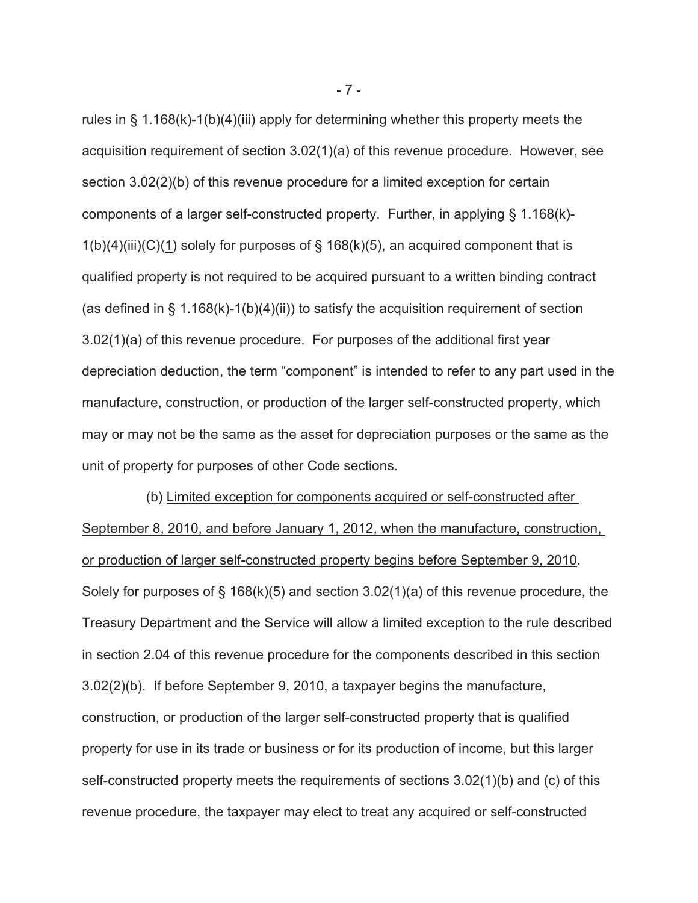rules in § 1.168(k)-1(b)(4)(iii) apply for determining whether this property meets the acquisition requirement of section 3.02(1)(a) of this revenue procedure. However, see section 3.02(2)(b) of this revenue procedure for a limited exception for certain components of a larger self-constructed property. Further, in applying § 1.168(k)-1(b)(4)(iii)(C)(1) solely for purposes of § 168(k)(5), an acquired component that is qualified property is not required to be acquired pursuant to a written binding contract (as defined in § 1.168(k)-1(b)(4)(ii)) to satisfy the acquisition requirement of section 3.02(1)(a) of this revenue procedure. For purposes of the additional first year depreciation deduction, the term "component" is intended to refer to any part used in the manufacture, construction, or production of the larger self-constructed property, which may or may not be the same as the asset for depreciation purposes or the same as the unit of property for purposes of other Code sections.

(b) Limited exception for components acquired or self-constructed after September 8, 2010, and before January 1, 2012, when the manufacture, construction, or production of larger self-constructed property begins before September 9, 2010. Solely for purposes of § 168(k)(5) and section 3.02(1)(a) of this revenue procedure, the Treasury Department and the Service will allow a limited exception to the rule described in section 2.04 of this revenue procedure for the components described in this section 3.02(2)(b). If before September 9, 2010, a taxpayer begins the manufacture, construction, or production of the larger self-constructed property that is qualified property for use in its trade or business or for its production of income, but this larger self-constructed property meets the requirements of sections 3.02(1)(b) and (c) of this revenue procedure, the taxpayer may elect to treat any acquired or self-constructed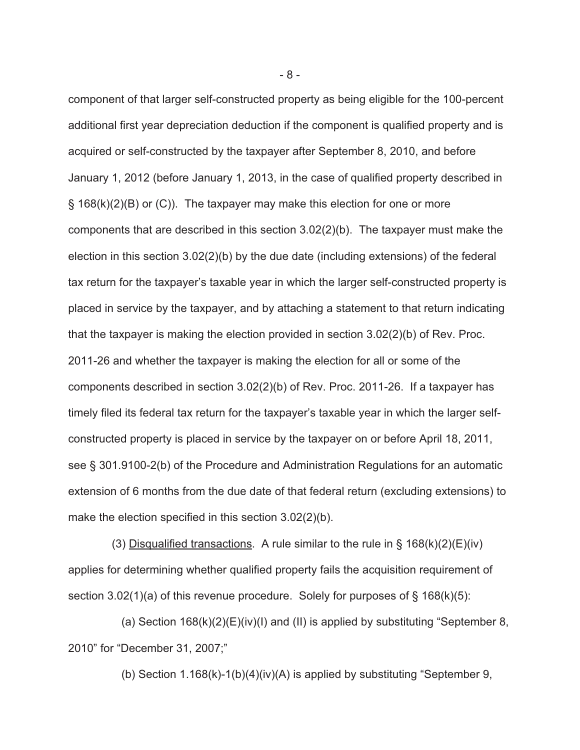component of that larger self-constructed property as being eligible for the 100-percent additional first year depreciation deduction if the component is qualified property and is acquired or self-constructed by the taxpayer after September 8, 2010, and before January 1, 2012 (before January 1, 2013, in the case of qualified property described in § 168(k)(2)(B) or (C)). The taxpayer may make this election for one or more components that are described in this section 3.02(2)(b). The taxpayer must make the election in this section 3.02(2)(b) by the due date (including extensions) of the federal tax return for the taxpayer's taxable year in which the larger self-constructed property is placed in service by the taxpayer, and by attaching a statement to that return indicating that the taxpayer is making the election provided in section 3.02(2)(b) of Rev. Proc. 2011-26 and whether the taxpayer is making the election for all or some of the components described in section 3.02(2)(b) of Rev. Proc. 2011-26. If a taxpayer has timely filed its federal tax return for the taxpayer's taxable year in which the larger self-constructed property is placed in service by the taxpayer on or before April 18, 2011, see § 301.9100-2(b) of the Procedure and Administration Regulations for an automatic extension of 6 months from the due date of that federal return (excluding extensions) to make the election specified in this section 3.02(2)(b).

(3) Disqualified transactions. A rule similar to the rule in § 168(k)(2)(E)(iv) applies for determining whether qualified property fails the acquisition requirement of section 3.02(1)(a) of this revenue procedure. Solely for purposes of § 168(k)(5):

(a) Section 168(k)(2)(E)(iv)(I) and (II) is applied by substituting "September 8, 2010" for "December 31, 2007;"

(b) Section 1.168(k)-1(b)(4)(iv)(A) is applied by substituting "September 9,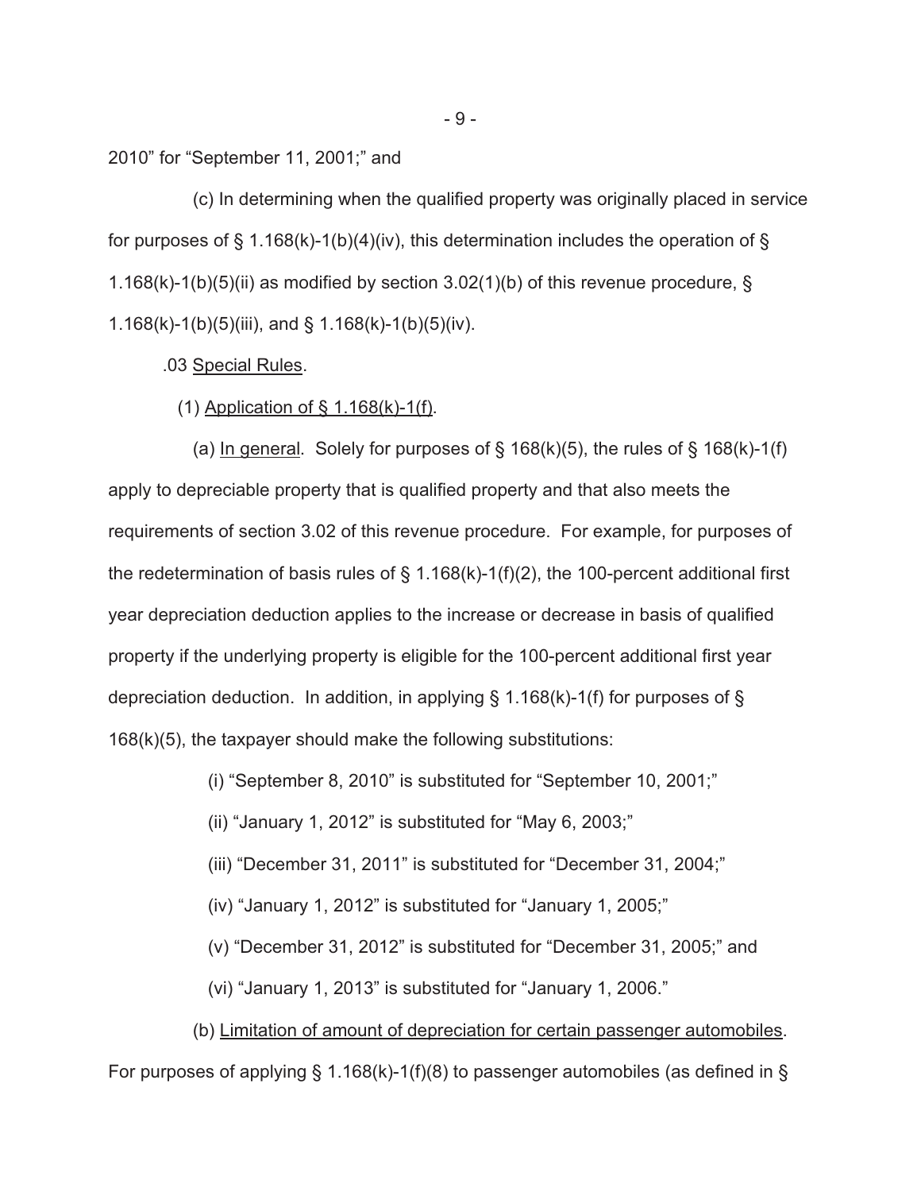2010" for "September 11, 2001;" and

(c) In determining when the qualified property was originally placed in service for purposes of § 1.168(k)-1(b)(4)(iv), this determination includes the operation of § 1.168(k)-1(b)(5)(ii) as modified by section 3.02(1)(b) of this revenue procedure, § 1.168(k)-1(b)(5)(iii), and § 1.168(k)-1(b)(5)(iv).

.03 Special Rules.

(1) Application of § 1.168(k)-1(f).

(a) In general. Solely for purposes of § 168(k)(5), the rules of § 168(k)-1(f) apply to depreciable property that is qualified property and that also meets the requirements of section 3.02 of this revenue procedure. For example, for purposes of the redetermination of basis rules of § 1.168(k)-1(f)(2), the 100-percent additional first year depreciation deduction applies to the increase or decrease in basis of qualified property if the underlying property is eligible for the 100-percent additional first year depreciation deduction. In addition, in applying § 1.168(k)-1(f) for purposes of § 168(k)(5), the taxpayer should make the following substitutions:

(i) "September 8, 2010" is substituted for "September 10, 2001;"

(ii) "January 1, 2012" is substituted for "May 6, 2003;"

(iii) "December 31, 2011" is substituted for "December 31, 2004;"

(iv) "January 1, 2012" is substituted for "January 1, 2005;"

(v) "December 31, 2012" is substituted for "December 31, 2005;" and

(vi) "January 1, 2013" is substituted for "January 1, 2006."

(b) Limitation of amount of depreciation for certain passenger automobiles. For purposes of applying § 1.168(k)-1(f)(8) to passenger automobiles (as defined in §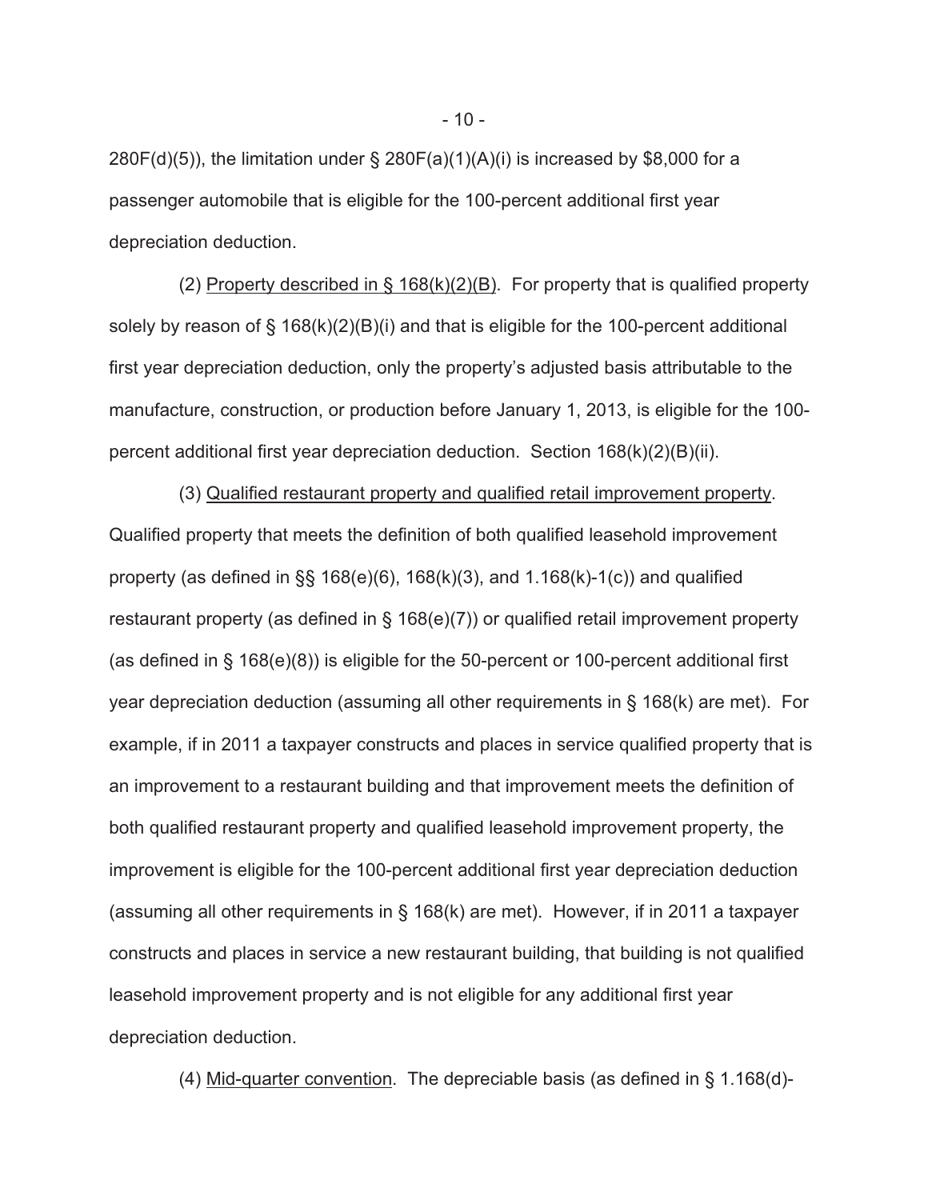280F(d)(5)), the limitation under § 280F(a)(1)(A)(i) is increased by $8,000 for a passenger automobile that is eligible for the 100-percent additional first year depreciation deduction.

(2) Property described in § 168(k)(2)(B). For property that is qualified property solely by reason of § 168(k)(2)(B)(i) and that is eligible for the 100-percent additional first year depreciation deduction, only the property's adjusted basis attributable to the manufacture, construction, or production before January 1, 2013, is eligible for the 100-percent additional first year depreciation deduction. Section 168(k)(2)(B)(ii).

(3) Qualified restaurant property and qualified retail improvement property. Qualified property that meets the definition of both qualified leasehold improvement property (as defined in §§ 168(e)(6), 168(k)(3), and 1.168(k)-1(c)) and qualified restaurant property (as defined in § 168(e)(7)) or qualified retail improvement property (as defined in § 168(e)(8)) is eligible for the 50-percent or 100-percent additional first year depreciation deduction (assuming all other requirements in § 168(k) are met). For example, if in 2011 a taxpayer constructs and places in service qualified property that is an improvement to a restaurant building and that improvement meets the definition of both qualified restaurant property and qualified leasehold improvement property, the improvement is eligible for the 100-percent additional first year depreciation deduction (assuming all other requirements in § 168(k) are met). However, if in 2011 a taxpayer constructs and places in service a new restaurant building, that building is not qualified leasehold improvement property and is not eligible for any additional first year depreciation deduction.

(4) Mid-quarter convention. The depreciable basis (as defined in § 1.168(d)-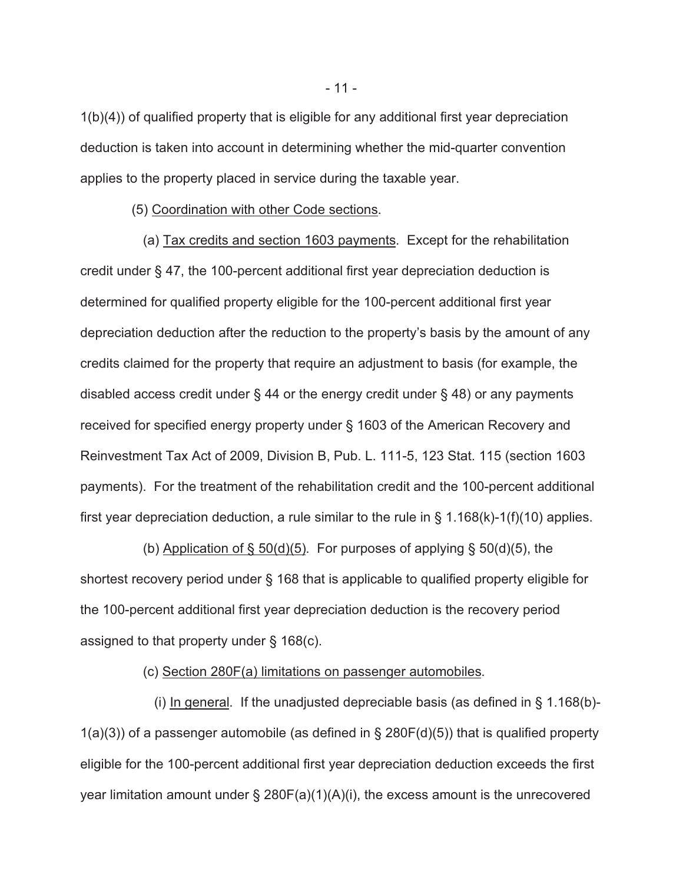1(b)(4)) of qualified property that is eligible for any additional first year depreciation deduction is taken into account in determining whether the mid-quarter convention applies to the property placed in service during the taxable year.

(5) Coordination with other Code sections.

(a) Tax credits and section 1603 payments. Except for the rehabilitation credit under § 47, the 100-percent additional first year depreciation deduction is determined for qualified property eligible for the 100-percent additional first year depreciation deduction after the reduction to the property's basis by the amount of any credits claimed for the property that require an adjustment to basis (for example, the disabled access credit under § 44 or the energy credit under § 48) or any payments received for specified energy property under § 1603 of the American Recovery and Reinvestment Tax Act of 2009, Division B, Pub. L. 111-5, 123 Stat. 115 (section 1603 payments). For the treatment of the rehabilitation credit and the 100-percent additional first year depreciation deduction, a rule similar to the rule in § 1.168(k)-1(f)(10) applies.

(b) Application of § 50(d)(5). For purposes of applying § 50(d)(5), the shortest recovery period under § 168 that is applicable to qualified property eligible for the 100-percent additional first year depreciation deduction is the recovery period assigned to that property under § 168(c).

(c) Section 280F(a) limitations on passenger automobiles.

(i) In general. If the unadjusted depreciable basis (as defined in § 1.168(b)-1(a)(3)) of a passenger automobile (as defined in § 280F(d)(5)) that is qualified property eligible for the 100-percent additional first year depreciation deduction exceeds the first year limitation amount under § 280F(a)(1)(A)(i), the excess amount is the unrecovered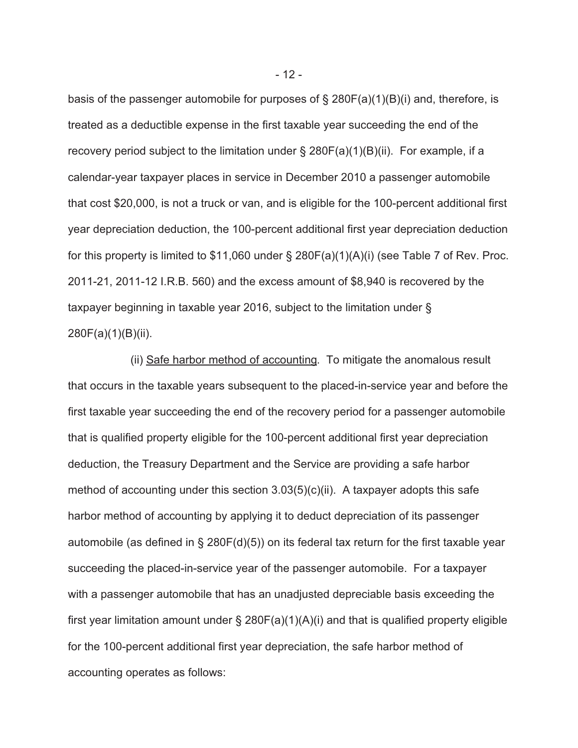basis of the passenger automobile for purposes of § 280F(a)(1)(B)(i) and, therefore, is treated as a deductible expense in the first taxable year succeeding the end of the recovery period subject to the limitation under § 280F(a)(1)(B)(ii). For example, if a calendar-year taxpayer places in service in December 2010 a passenger automobile that cost $20,000, is not a truck or van, and is eligible for the 100-percent additional first year depreciation deduction, the 100-percent additional first year depreciation deduction for this property is limited to $11,060 under § 280F(a)(1)(A)(i) (see Table 7 of Rev. Proc. 2011-21, 2011-12 I.R.B. 560) and the excess amount of $8,940 is recovered by the taxpayer beginning in taxable year 2016, subject to the limitation under § 280F(a)(1)(B)(ii).

(ii) Safe harbor method of accounting. To mitigate the anomalous result that occurs in the taxable years subsequent to the placed-in-service year and before the first taxable year succeeding the end of the recovery period for a passenger automobile that is qualified property eligible for the 100-percent additional first year depreciation deduction, the Treasury Department and the Service are providing a safe harbor method of accounting under this section 3.03(5)(c)(ii). A taxpayer adopts this safe harbor method of accounting by applying it to deduct depreciation of its passenger automobile (as defined in § 280F(d)(5)) on its federal tax return for the first taxable year succeeding the placed-in-service year of the passenger automobile. For a taxpayer with a passenger automobile that has an unadjusted depreciable basis exceeding the first year limitation amount under § 280F(a)(1)(A)(i) and that is qualified property eligible for the 100-percent additional first year depreciation, the safe harbor method of accounting operates as follows: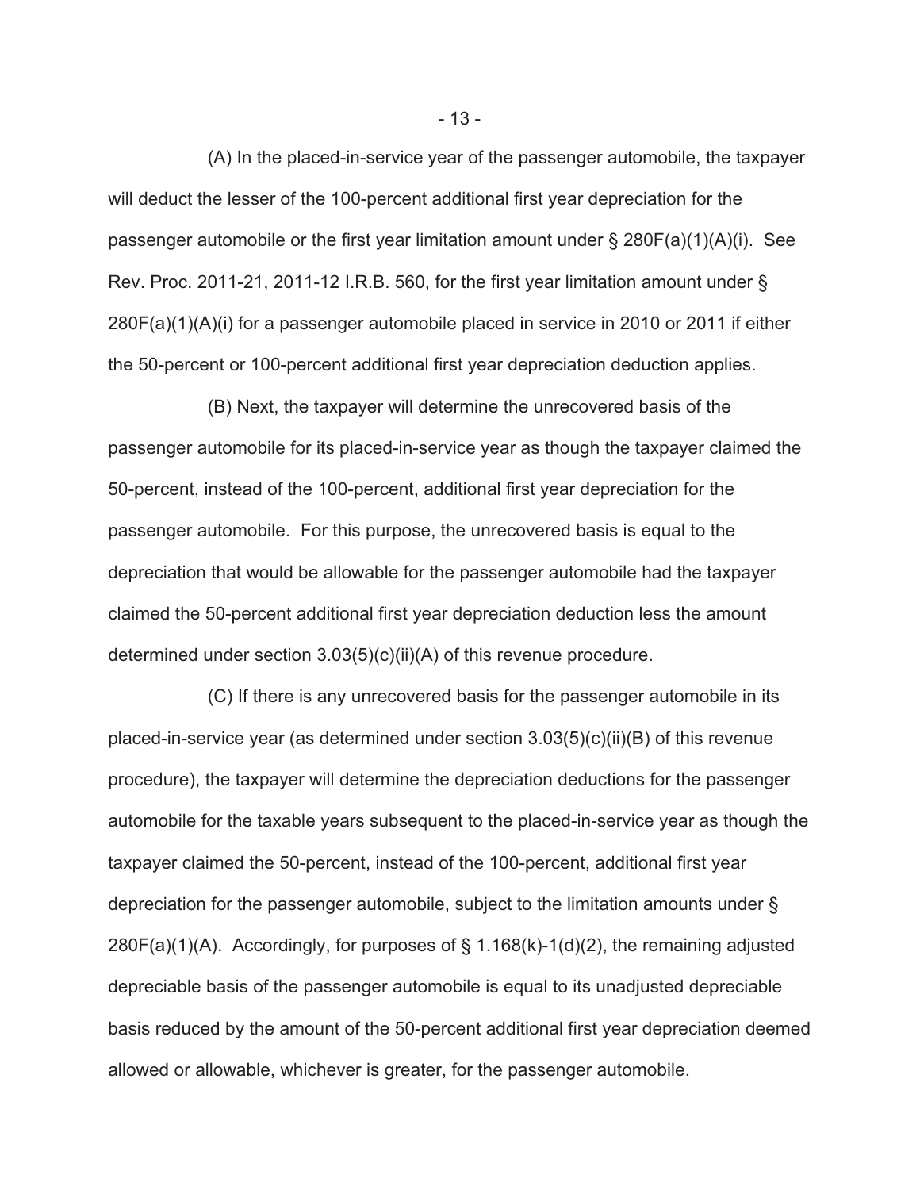(A) In the placed-in-service year of the passenger automobile, the taxpayer will deduct the lesser of the 100-percent additional first year depreciation for the passenger automobile or the first year limitation amount under § 280F(a)(1)(A)(i). See Rev. Proc. 2011-21, 2011-12 I.R.B. 560, for the first year limitation amount under § 280F(a)(1)(A)(i) for a passenger automobile placed in service in 2010 or 2011 if either the 50-percent or 100-percent additional first year depreciation deduction applies.

(B) Next, the taxpayer will determine the unrecovered basis of the passenger automobile for its placed-in-service year as though the taxpayer claimed the 50-percent, instead of the 100-percent, additional first year depreciation for the passenger automobile. For this purpose, the unrecovered basis is equal to the depreciation that would be allowable for the passenger automobile had the taxpayer claimed the 50-percent additional first year depreciation deduction less the amount determined under section 3.03(5)(c)(ii)(A) of this revenue procedure.

(C) If there is any unrecovered basis for the passenger automobile in its placed-in-service year (as determined under section 3.03(5)(c)(ii)(B) of this revenue procedure), the taxpayer will determine the depreciation deductions for the passenger automobile for the taxable years subsequent to the placed-in-service year as though the taxpayer claimed the 50-percent, instead of the 100-percent, additional first year depreciation for the passenger automobile, subject to the limitation amounts under § 280F(a)(1)(A). Accordingly, for purposes of § 1.168(k)-1(d)(2), the remaining adjusted depreciable basis of the passenger automobile is equal to its unadjusted depreciable basis reduced by the amount of the 50-percent additional first year depreciation deemed allowed or allowable, whichever is greater, for the passenger automobile.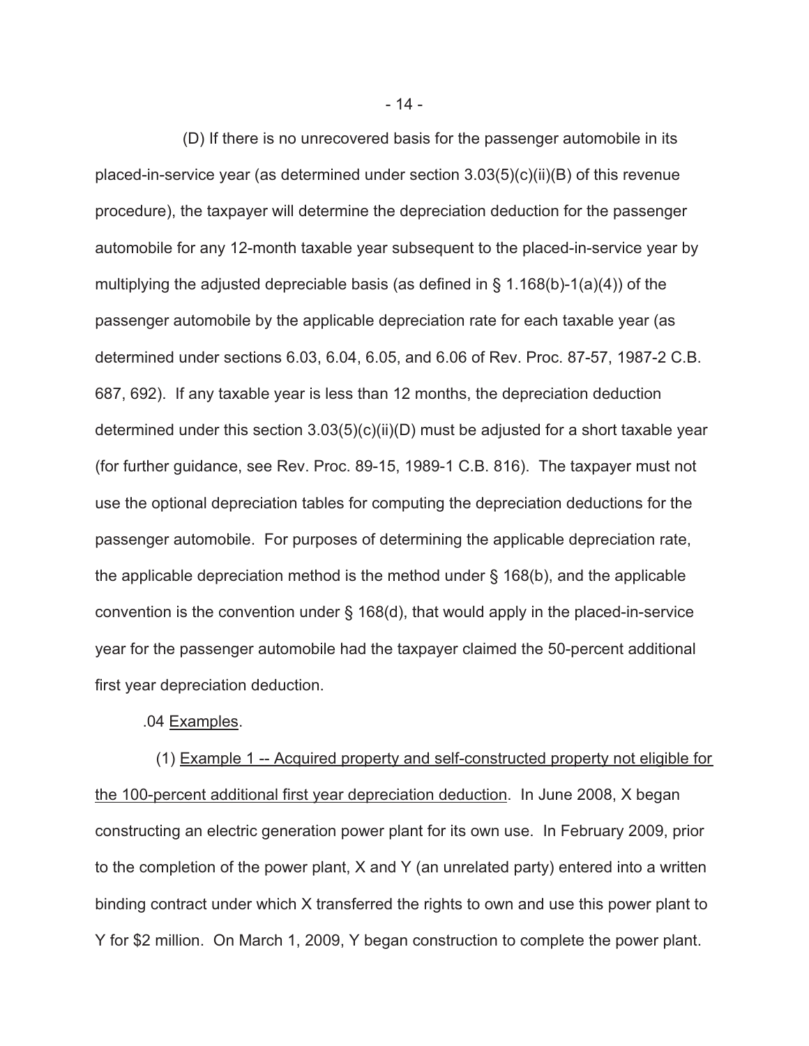(D) If there is no unrecovered basis for the passenger automobile in its placed-in-service year (as determined under section 3.03(5)(c)(ii)(B) of this revenue procedure), the taxpayer will determine the depreciation deduction for the passenger automobile for any 12-month taxable year subsequent to the placed-in-service year by multiplying the adjusted depreciable basis (as defined in § 1.168(b)-1(a)(4)) of the passenger automobile by the applicable depreciation rate for each taxable year (as determined under sections 6.03, 6.04, 6.05, and 6.06 of Rev. Proc. 87-57, 1987-2 C.B. 687, 692). If any taxable year is less than 12 months, the depreciation deduction determined under this section 3.03(5)(c)(ii)(D) must be adjusted for a short taxable year (for further guidance, see Rev. Proc. 89-15, 1989-1 C.B. 816). The taxpayer must not use the optional depreciation tables for computing the depreciation deductions for the passenger automobile. For purposes of determining the applicable depreciation rate, the applicable depreciation method is the method under § 168(b), and the applicable convention is the convention under § 168(d), that would apply in the placed-in-service year for the passenger automobile had the taxpayer claimed the 50-percent additional first year depreciation deduction.

.04 Examples.

(1) Example 1 -- Acquired property and self-constructed property not eligible for the 100-percent additional first year depreciation deduction. In June 2008, X began constructing an electric generation power plant for its own use. In February 2009, prior to the completion of the power plant, X and Y (an unrelated party) entered into a written binding contract under which X transferred the rights to own and use this power plant to Y for $2 million. On March 1, 2009, Y began construction to complete the power plant.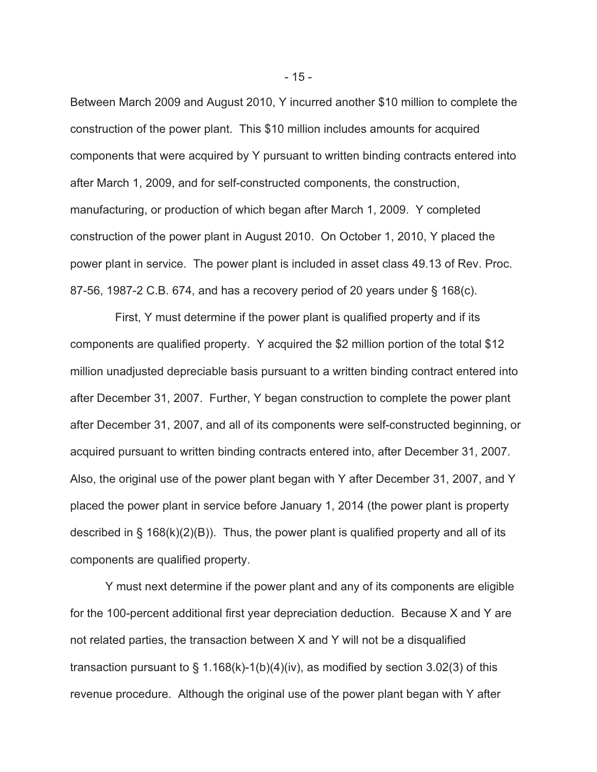Between March 2009 and August 2010, Y incurred another $10 million to complete the construction of the power plant. This $10 million includes amounts for acquired components that were acquired by Y pursuant to written binding contracts entered into after March 1, 2009, and for self-constructed components, the construction, manufacturing, or production of which began after March 1, 2009. Y completed construction of the power plant in August 2010. On October 1, 2010, Y placed the power plant in service. The power plant is included in asset class 49.13 of Rev. Proc. 87-56, 1987-2 C.B. 674, and has a recovery period of 20 years under § 168(c).

First, Y must determine if the power plant is qualified property and if its components are qualified property. Y acquired the $2 million portion of the total $12 million unadjusted depreciable basis pursuant to a written binding contract entered into after December 31, 2007. Further, Y began construction to complete the power plant after December 31, 2007, and all of its components were self-constructed beginning, or acquired pursuant to written binding contracts entered into, after December 31, 2007. Also, the original use of the power plant began with Y after December 31, 2007, and Y placed the power plant in service before January 1, 2014 (the power plant is property described in § 168(k)(2)(B)). Thus, the power plant is qualified property and all of its components are qualified property.

Y must next determine if the power plant and any of its components are eligible for the 100-percent additional first year depreciation deduction. Because X and Y are not related parties, the transaction between X and Y will not be a disqualified transaction pursuant to § 1.168(k)-1(b)(4)(iv), as modified by section 3.02(3) of this revenue procedure. Although the original use of the power plant began with Y after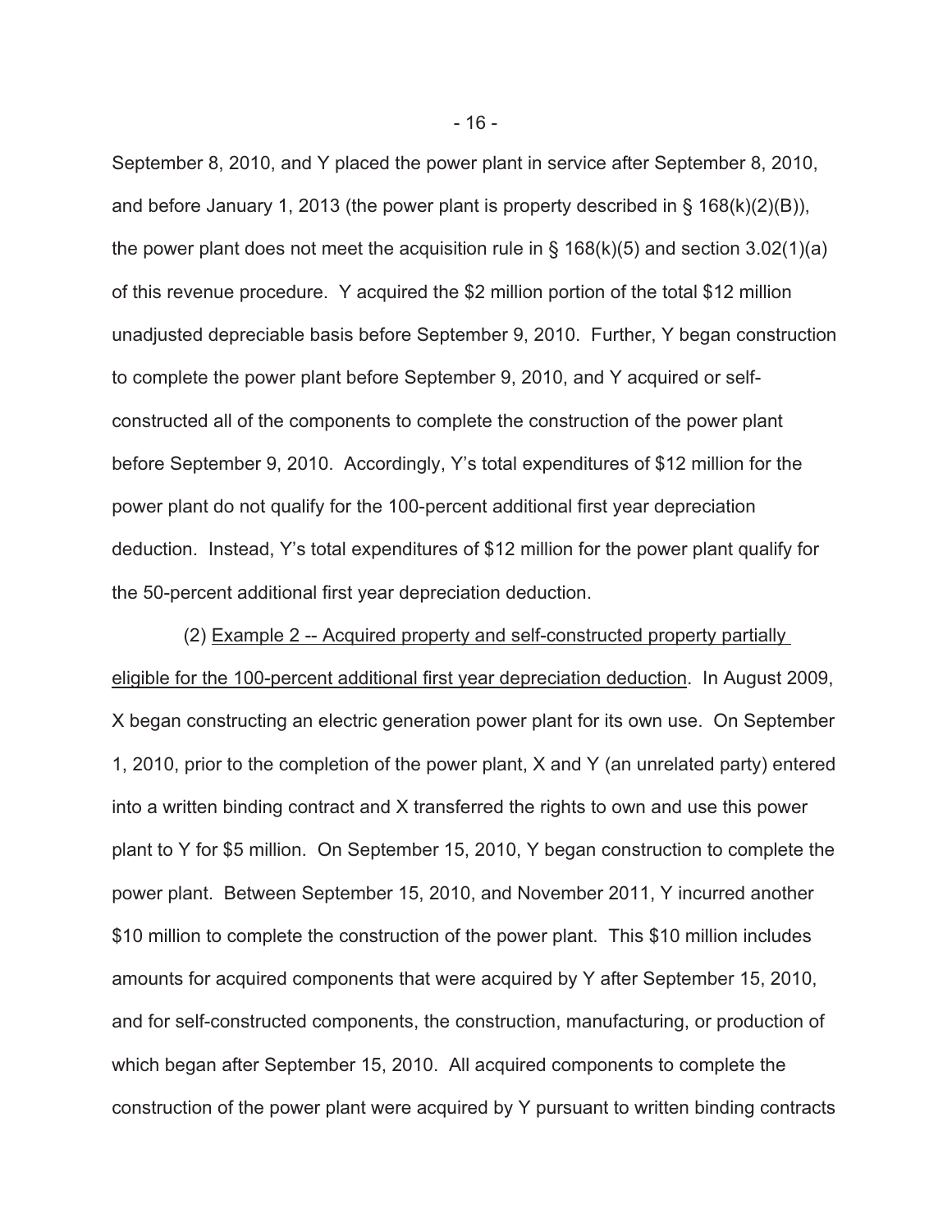September 8, 2010, and Y placed the power plant in service after September 8, 2010, and before January 1, 2013 (the power plant is property described in § 168(k)(2)(B)), the power plant does not meet the acquisition rule in § 168(k)(5) and section 3.02(1)(a) of this revenue procedure. Y acquired the $2 million portion of the total $12 million unadjusted depreciable basis before September 9, 2010. Further, Y began construction to complete the power plant before September 9, 2010, and Y acquired or self-constructed all of the components to complete the construction of the power plant before September 9, 2010. Accordingly, Y's total expenditures of $12 million for the power plant do not qualify for the 100-percent additional first year depreciation deduction. Instead, Y's total expenditures of $12 million for the power plant qualify for the 50-percent additional first year depreciation deduction.

(2) Example 2 -- Acquired property and self-constructed property partially eligible for the 100-percent additional first year depreciation deduction. In August 2009, X began constructing an electric generation power plant for its own use. On September 1, 2010, prior to the completion of the power plant, X and Y (an unrelated party) entered into a written binding contract and X transferred the rights to own and use this power plant to Y for $5 million. On September 15, 2010, Y began construction to complete the power plant. Between September 15, 2010, and November 2011, Y incurred another $10 million to complete the construction of the power plant. This $10 million includes amounts for acquired components that were acquired by Y after September 15, 2010, and for self-constructed components, the construction, manufacturing, or production of which began after September 15, 2010. All acquired components to complete the construction of the power plant were acquired by Y pursuant to written binding contracts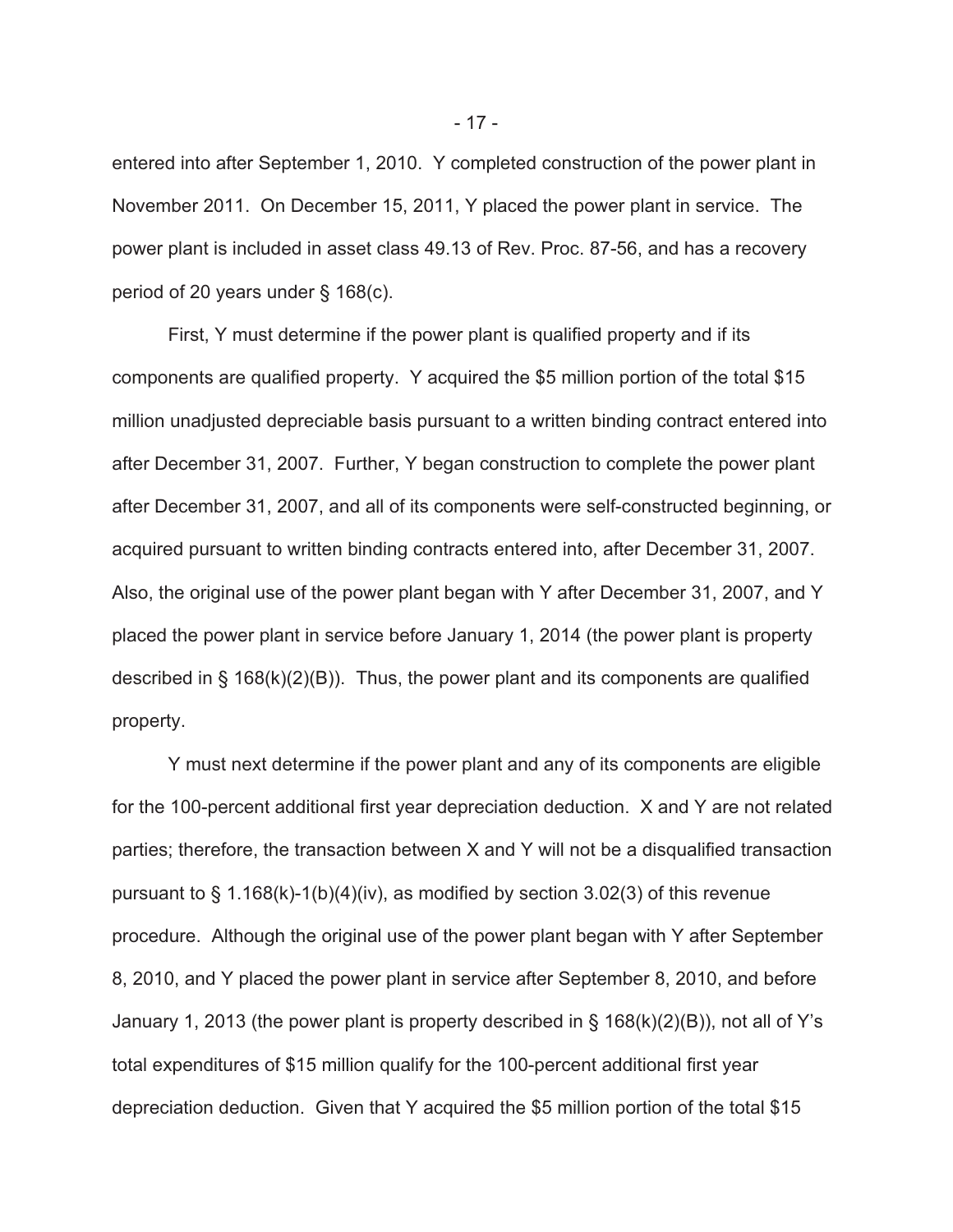entered into after September 1, 2010. Y completed construction of the power plant in November 2011. On December 15, 2011, Y placed the power plant in service. The power plant is included in asset class 49.13 of Rev. Proc. 87-56, and has a recovery period of 20 years under § 168(c).

First, Y must determine if the power plant is qualified property and if its components are qualified property. Y acquired the $5 million portion of the total $15 million unadjusted depreciable basis pursuant to a written binding contract entered into after December 31, 2007. Further, Y began construction to complete the power plant after December 31, 2007, and all of its components were self-constructed beginning, or acquired pursuant to written binding contracts entered into, after December 31, 2007. Also, the original use of the power plant began with Y after December 31, 2007, and Y placed the power plant in service before January 1, 2014 (the power plant is property described in § 168(k)(2)(B)). Thus, the power plant and its components are qualified property.

Y must next determine if the power plant and any of its components are eligible for the 100-percent additional first year depreciation deduction. X and Y are not related parties; therefore, the transaction between X and Y will not be a disqualified transaction pursuant to § 1.168(k)-1(b)(4)(iv), as modified by section 3.02(3) of this revenue procedure. Although the original use of the power plant began with Y after September 8, 2010, and Y placed the power plant in service after September 8, 2010, and before January 1, 2013 (the power plant is property described in § 168(k)(2)(B)), not all of Y's total expenditures of $15 million qualify for the 100-percent additional first year depreciation deduction. Given that Y acquired the $5 million portion of the total $15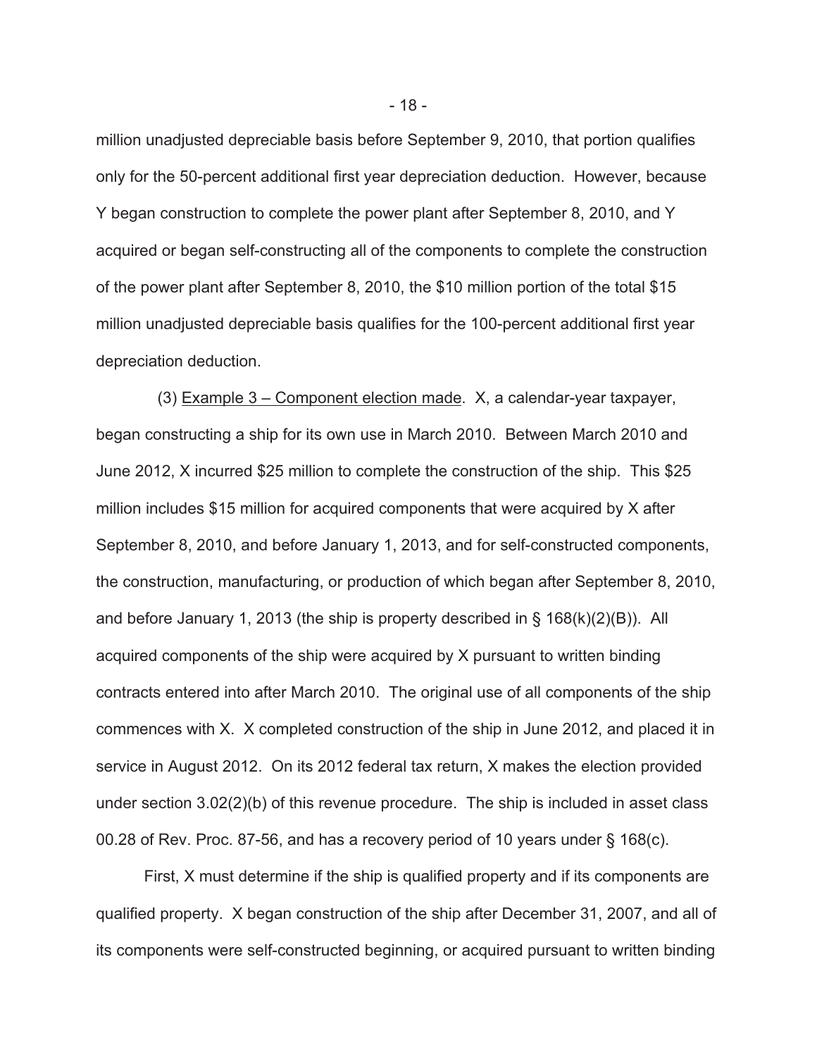million unadjusted depreciable basis before September 9, 2010, that portion qualifies only for the 50-percent additional first year depreciation deduction. However, because Y began construction to complete the power plant after September 8, 2010, and Y acquired or began self-constructing all of the components to complete the construction of the power plant after September 8, 2010, the $10 million portion of the total $15 million unadjusted depreciable basis qualifies for the 100-percent additional first year depreciation deduction.

(3) Example 3 – Component election made. X, a calendar-year taxpayer, began constructing a ship for its own use in March 2010. Between March 2010 and June 2012, X incurred $25 million to complete the construction of the ship. This $25 million includes $15 million for acquired components that were acquired by X after September 8, 2010, and before January 1, 2013, and for self-constructed components, the construction, manufacturing, or production of which began after September 8, 2010, and before January 1, 2013 (the ship is property described in § 168(k)(2)(B)). All acquired components of the ship were acquired by X pursuant to written binding contracts entered into after March 2010. The original use of all components of the ship commences with X. X completed construction of the ship in June 2012, and placed it in service in August 2012. On its 2012 federal tax return, X makes the election provided under section 3.02(2)(b) of this revenue procedure. The ship is included in asset class 00.28 of Rev. Proc. 87-56, and has a recovery period of 10 years under § 168(c).

First, X must determine if the ship is qualified property and if its components are qualified property. X began construction of the ship after December 31, 2007, and all of its components were self-constructed beginning, or acquired pursuant to written binding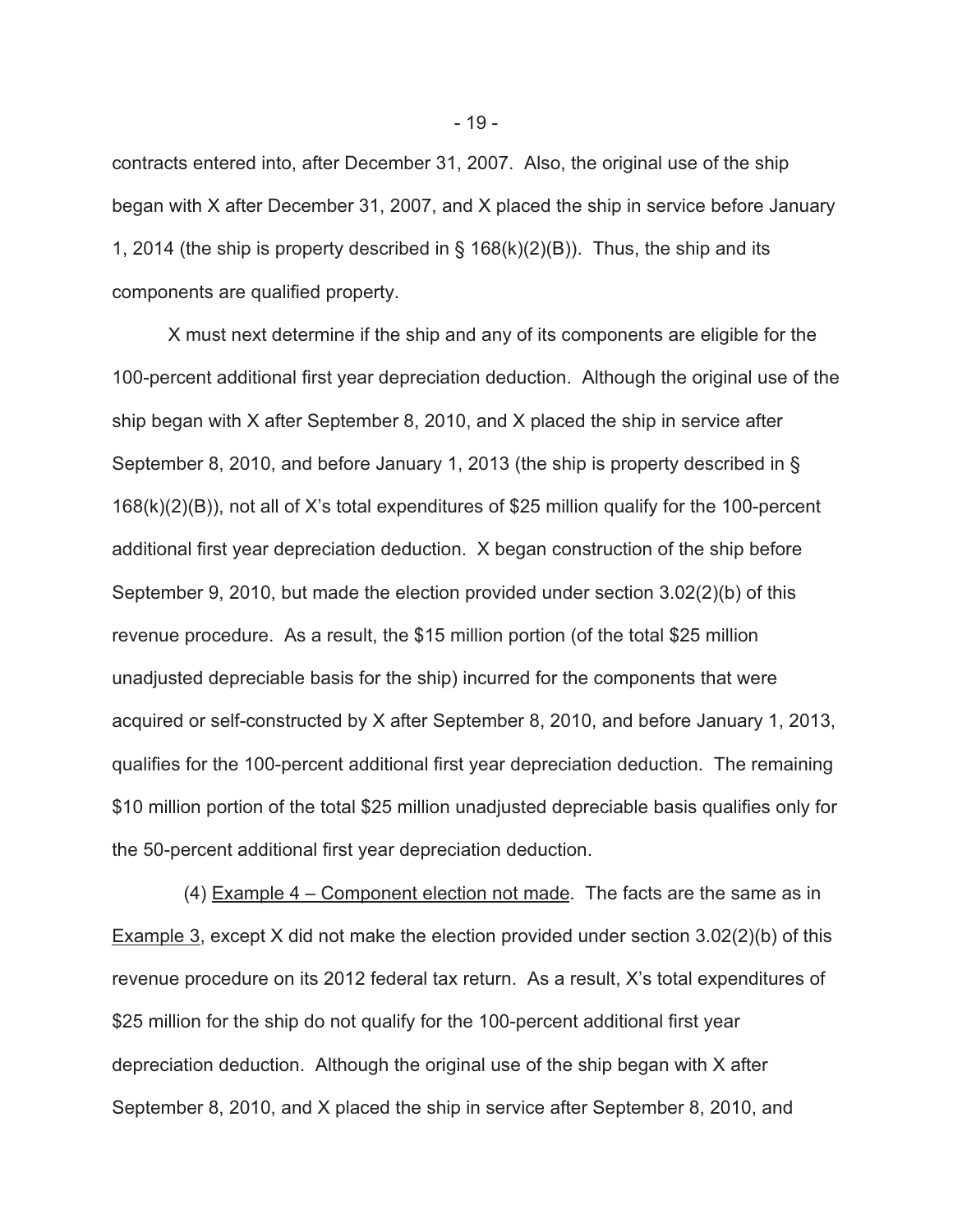contracts entered into, after December 31, 2007. Also, the original use of the ship began with X after December 31, 2007, and X placed the ship in service before January 1, 2014 (the ship is property described in § 168(k)(2)(B)). Thus, the ship and its components are qualified property.

X must next determine if the ship and any of its components are eligible for the 100-percent additional first year depreciation deduction. Although the original use of the ship began with X after September 8, 2010, and X placed the ship in service after September 8, 2010, and before January 1, 2013 (the ship is property described in § 168(k)(2)(B)), not all of X's total expenditures of $25 million qualify for the 100-percent additional first year depreciation deduction. X began construction of the ship before September 9, 2010, but made the election provided under section 3.02(2)(b) of this revenue procedure. As a result, the $15 million portion (of the total $25 million unadjusted depreciable basis for the ship) incurred for the components that were acquired or self-constructed by X after September 8, 2010, and before January 1, 2013, qualifies for the 100-percent additional first year depreciation deduction. The remaining $10 million portion of the total $25 million unadjusted depreciable basis qualifies only for the 50-percent additional first year depreciation deduction.

(4) Example 4 – Component election not made. The facts are the same as in Example 3, except X did not make the election provided under section 3.02(2)(b) of this revenue procedure on its 2012 federal tax return. As a result, X's total expenditures of $25 million for the ship do not qualify for the 100-percent additional first year depreciation deduction. Although the original use of the ship began with X after September 8, 2010, and X placed the ship in service after September 8, 2010, and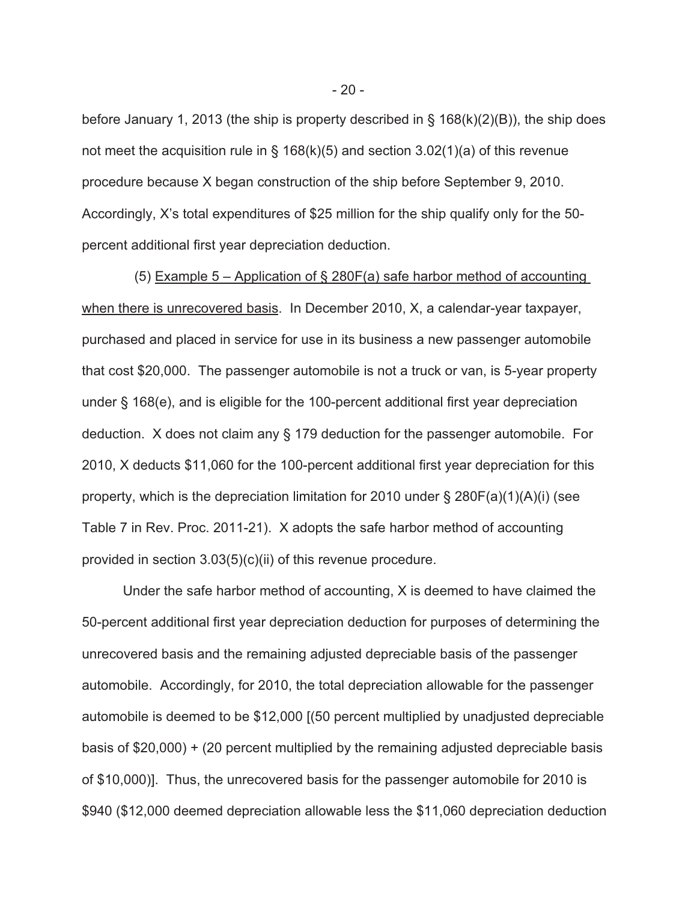before January 1, 2013 (the ship is property described in § 168(k)(2)(B)), the ship does not meet the acquisition rule in § 168(k)(5) and section 3.02(1)(a) of this revenue procedure because X began construction of the ship before September 9, 2010. Accordingly, X's total expenditures of $25 million for the ship qualify only for the 50-percent additional first year depreciation deduction.

(5) Example 5 – Application of § 280F(a) safe harbor method of accounting when there is unrecovered basis. In December 2010, X, a calendar-year taxpayer, purchased and placed in service for use in its business a new passenger automobile that cost $20,000. The passenger automobile is not a truck or van, is 5-year property under § 168(e), and is eligible for the 100-percent additional first year depreciation deduction. X does not claim any § 179 deduction for the passenger automobile. For 2010, X deducts $11,060 for the 100-percent additional first year depreciation for this property, which is the depreciation limitation for 2010 under § 280F(a)(1)(A)(i) (see Table 7 in Rev. Proc. 2011-21). X adopts the safe harbor method of accounting provided in section 3.03(5)(c)(ii) of this revenue procedure.

Under the safe harbor method of accounting, X is deemed to have claimed the 50-percent additional first year depreciation deduction for purposes of determining the unrecovered basis and the remaining adjusted depreciable basis of the passenger automobile. Accordingly, for 2010, the total depreciation allowable for the passenger automobile is deemed to be $12,000 [(50 percent multiplied by unadjusted depreciable basis of $20,000) + (20 percent multiplied by the remaining adjusted depreciable basis of $10,000)]. Thus, the unrecovered basis for the passenger automobile for 2010 is $940 ($12,000 deemed depreciation allowable less the $11,060 depreciation deduction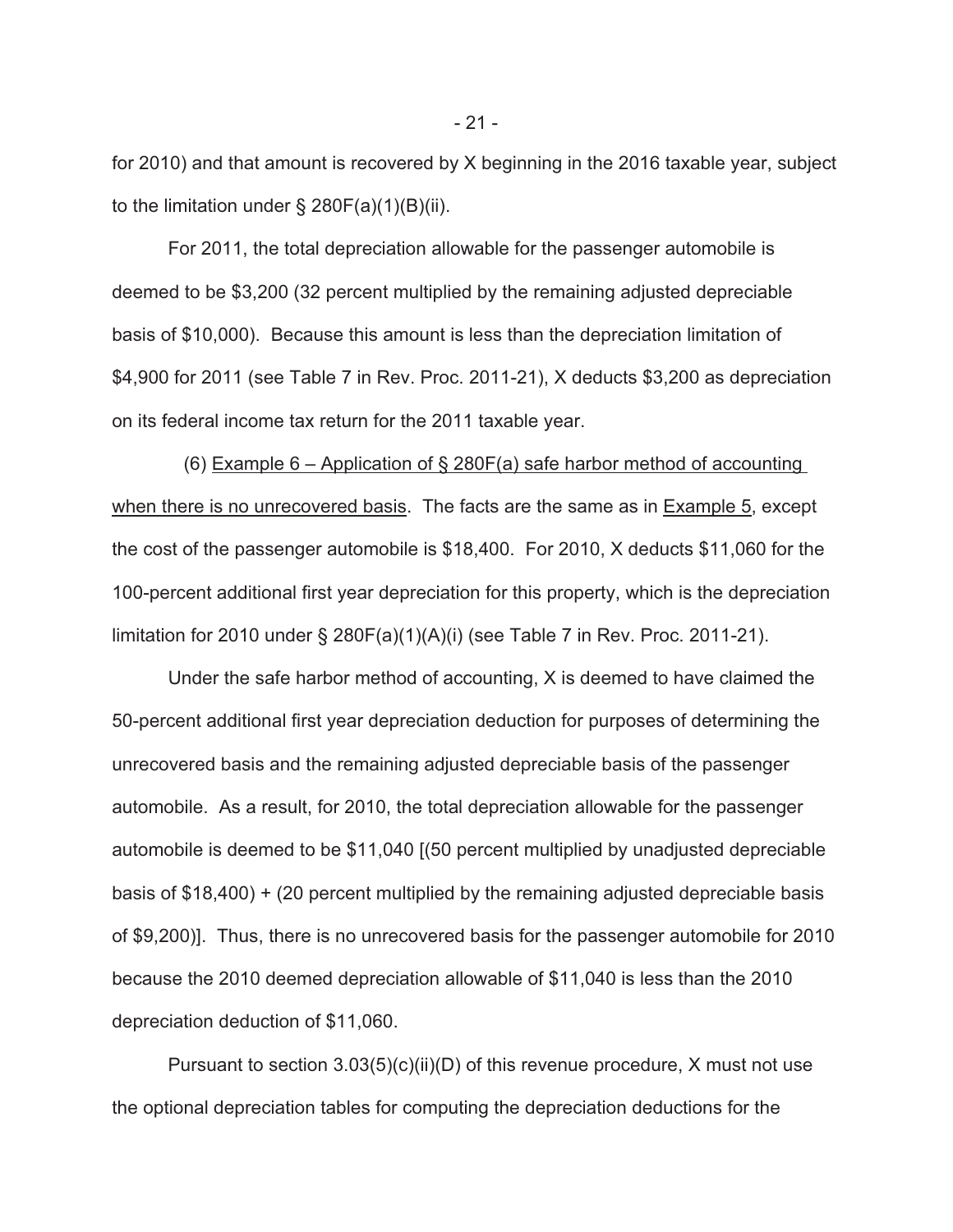for 2010) and that amount is recovered by X beginning in the 2016 taxable year, subject to the limitation under § 280F(a)(1)(B)(ii).

For 2011, the total depreciation allowable for the passenger automobile is deemed to be $3,200 (32 percent multiplied by the remaining adjusted depreciable basis of $10,000). Because this amount is less than the depreciation limitation of $4,900 for 2011 (see Table 7 in Rev. Proc. 2011-21), X deducts $3,200 as depreciation on its federal income tax return for the 2011 taxable year.

(6) Example 6 – Application of § 280F(a) safe harbor method of accounting when there is no unrecovered basis. The facts are the same as in Example 5, except the cost of the passenger automobile is $18,400. For 2010, X deducts $11,060 for the 100-percent additional first year depreciation for this property, which is the depreciation limitation for 2010 under § 280F(a)(1)(A)(i) (see Table 7 in Rev. Proc. 2011-21).

Under the safe harbor method of accounting, X is deemed to have claimed the 50-percent additional first year depreciation deduction for purposes of determining the unrecovered basis and the remaining adjusted depreciable basis of the passenger automobile. As a result, for 2010, the total depreciation allowable for the passenger automobile is deemed to be $11,040 [(50 percent multiplied by unadjusted depreciable basis of $18,400) + (20 percent multiplied by the remaining adjusted depreciable basis of $9,200)]. Thus, there is no unrecovered basis for the passenger automobile for 2010 because the 2010 deemed depreciation allowable of $11,040 is less than the 2010 depreciation deduction of $11,060.

Pursuant to section 3.03(5)(c)(ii)(D) of this revenue procedure, X must not use the optional depreciation tables for computing the depreciation deductions for the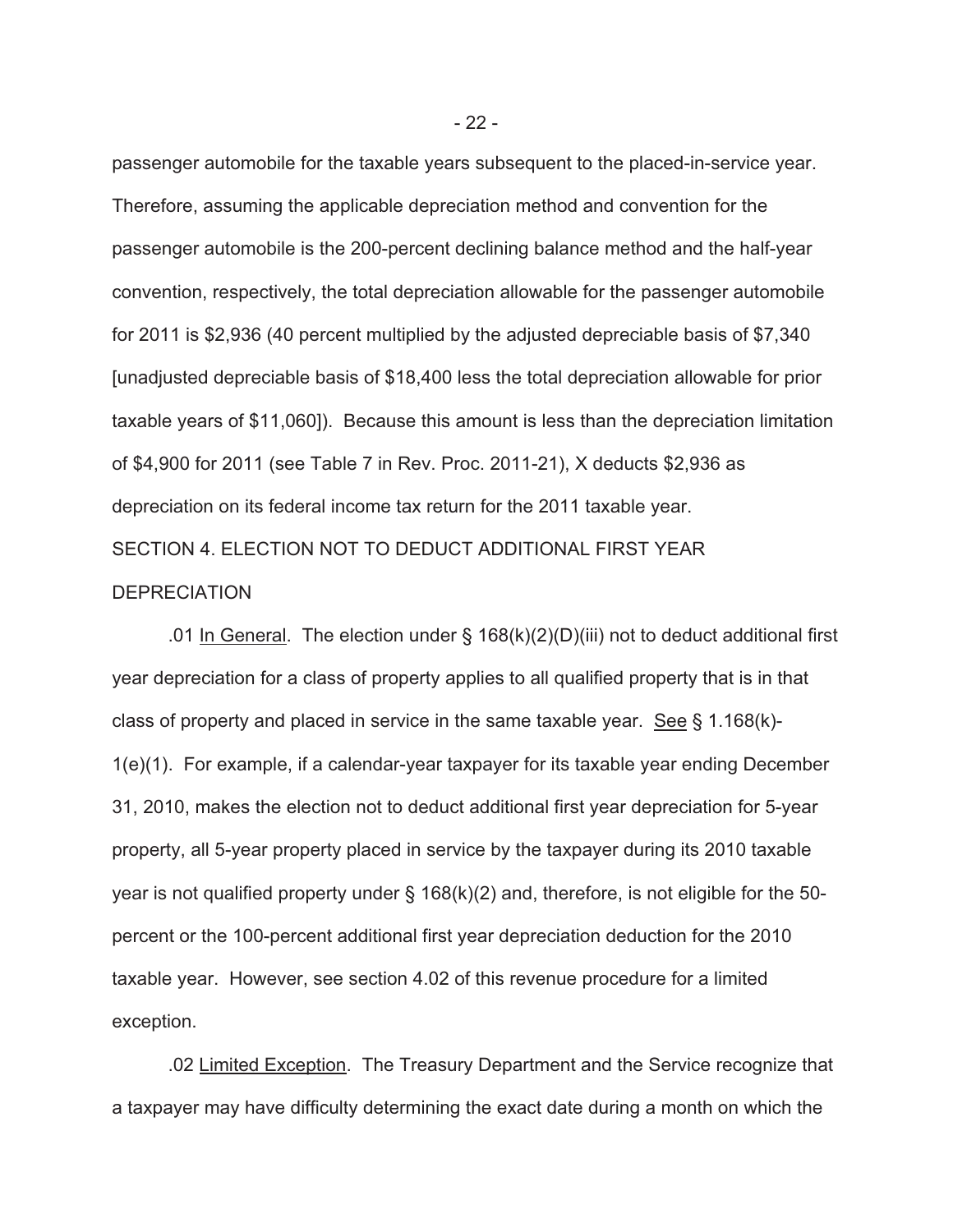passenger automobile for the taxable years subsequent to the placed-in-service year. Therefore, assuming the applicable depreciation method and convention for the passenger automobile is the 200-percent declining balance method and the half-year convention, respectively, the total depreciation allowable for the passenger automobile for 2011 is $2,936 (40 percent multiplied by the adjusted depreciable basis of $7,340 [unadjusted depreciable basis of $18,400 less the total depreciation allowable for prior taxable years of $11,060]). Because this amount is less than the depreciation limitation of $4,900 for 2011 (see Table 7 in Rev. Proc. 2011-21), X deducts $2,936 as depreciation on its federal income tax return for the 2011 taxable year.

SECTION 4. ELECTION NOT TO DEDUCT ADDITIONAL FIRST YEAR DEPRECIATION

.01 In General. The election under § 168(k)(2)(D)(iii) not to deduct additional first year depreciation for a class of property applies to all qualified property that is in that class of property and placed in service in the same taxable year. See § 1.168(k)-1(e)(1). For example, if a calendar-year taxpayer for its taxable year ending December 31, 2010, makes the election not to deduct additional first year depreciation for 5-year property, all 5-year property placed in service by the taxpayer during its 2010 taxable year is not qualified property under § 168(k)(2) and, therefore, is not eligible for the 50-percent or the 100-percent additional first year depreciation deduction for the 2010 taxable year. However, see section 4.02 of this revenue procedure for a limited exception.

.02 Limited Exception. The Treasury Department and the Service recognize that a taxpayer may have difficulty determining the exact date during a month on which the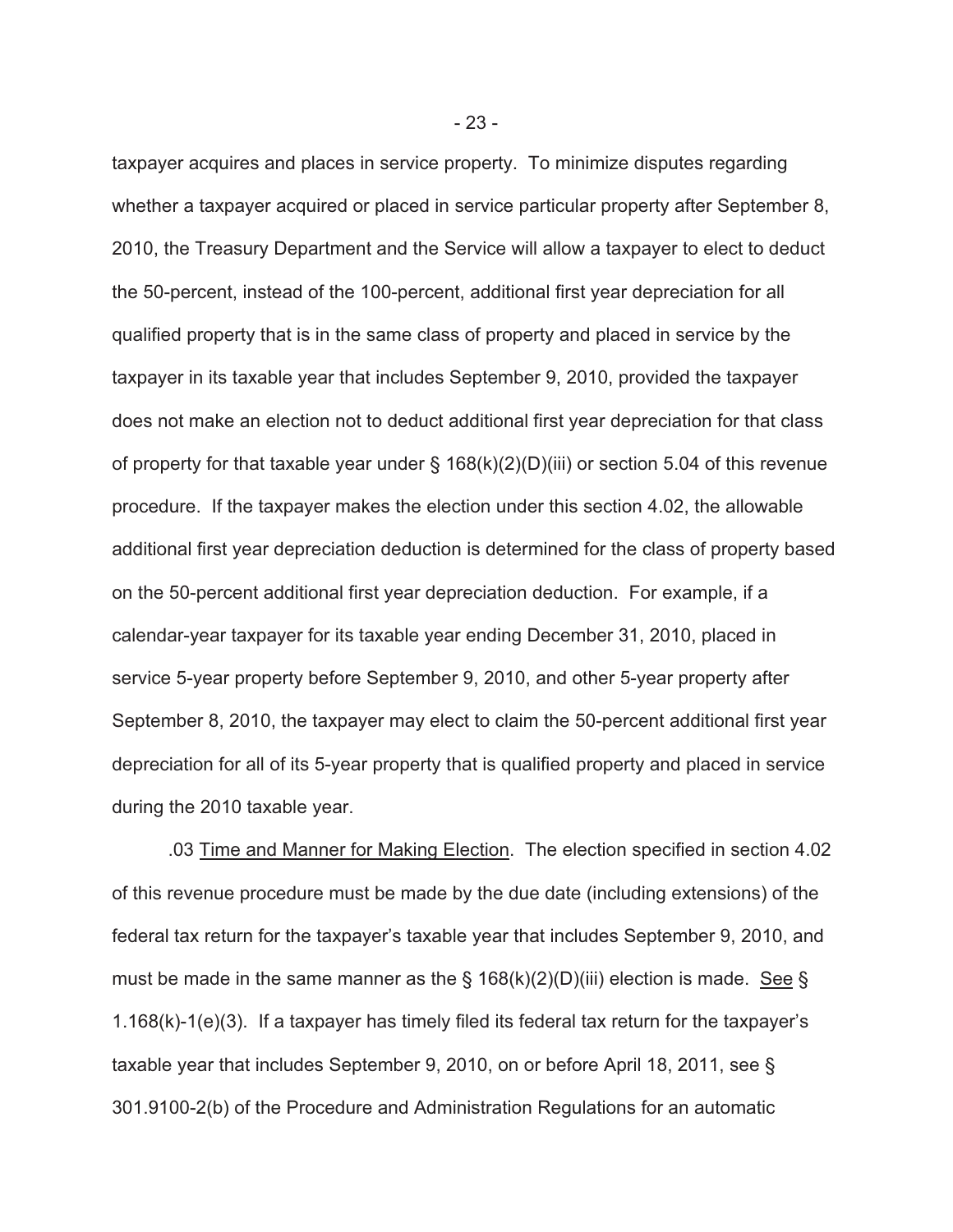taxpayer acquires and places in service property. To minimize disputes regarding whether a taxpayer acquired or placed in service particular property after September 8, 2010, the Treasury Department and the Service will allow a taxpayer to elect to deduct the 50-percent, instead of the 100-percent, additional first year depreciation for all qualified property that is in the same class of property and placed in service by the taxpayer in its taxable year that includes September 9, 2010, provided the taxpayer does not make an election not to deduct additional first year depreciation for that class of property for that taxable year under § 168(k)(2)(D)(iii) or section 5.04 of this revenue procedure. If the taxpayer makes the election under this section 4.02, the allowable additional first year depreciation deduction is determined for the class of property based on the 50-percent additional first year depreciation deduction. For example, if a calendar-year taxpayer for its taxable year ending December 31, 2010, placed in service 5-year property before September 9, 2010, and other 5-year property after September 8, 2010, the taxpayer may elect to claim the 50-percent additional first year depreciation for all of its 5-year property that is qualified property and placed in service during the 2010 taxable year.

.03 Time and Manner for Making Election. The election specified in section 4.02 of this revenue procedure must be made by the due date (including extensions) of the federal tax return for the taxpayer's taxable year that includes September 9, 2010, and must be made in the same manner as the § 168(k)(2)(D)(iii) election is made. See § 1.168(k)-1(e)(3). If a taxpayer has timely filed its federal tax return for the taxpayer's taxable year that includes September 9, 2010, on or before April 18, 2011, see § 301.9100-2(b) of the Procedure and Administration Regulations for an automatic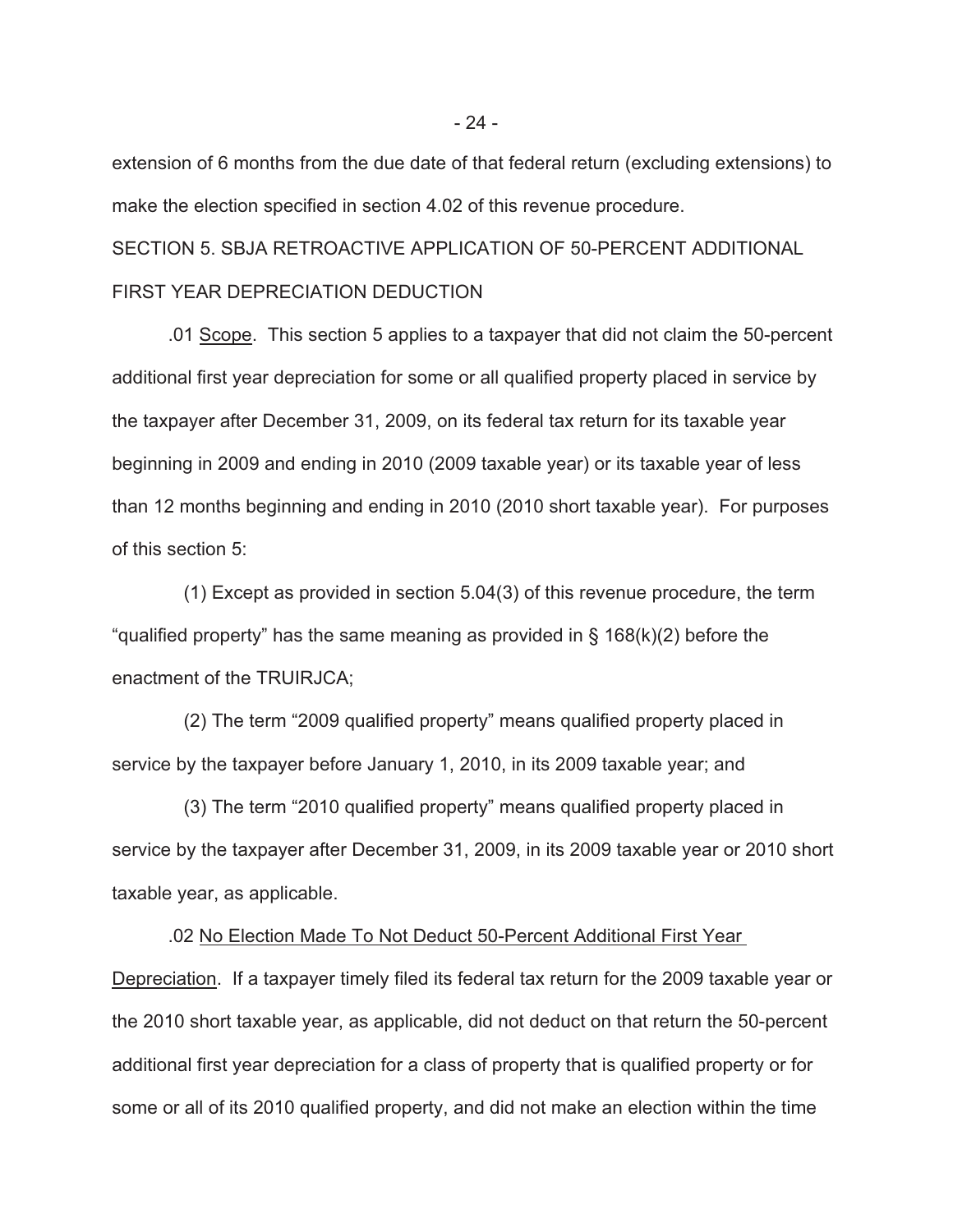extension of 6 months from the due date of that federal return (excluding extensions) to make the election specified in section 4.02 of this revenue procedure.

SECTION 5. SBJA RETROACTIVE APPLICATION OF 50-PERCENT ADDITIONAL FIRST YEAR DEPRECIATION DEDUCTION

.01 Scope. This section 5 applies to a taxpayer that did not claim the 50-percent additional first year depreciation for some or all qualified property placed in service by the taxpayer after December 31, 2009, on its federal tax return for its taxable year beginning in 2009 and ending in 2010 (2009 taxable year) or its taxable year of less than 12 months beginning and ending in 2010 (2010 short taxable year). For purposes of this section 5:

(1) Except as provided in section 5.04(3) of this revenue procedure, the term "qualified property" has the same meaning as provided in § 168(k)(2) before the enactment of the TRUIRJCA;

(2) The term "2009 qualified property" means qualified property placed in service by the taxpayer before January 1, 2010, in its 2009 taxable year; and

(3) The term "2010 qualified property" means qualified property placed in service by the taxpayer after December 31, 2009, in its 2009 taxable year or 2010 short taxable year, as applicable.

.02 No Election Made To Not Deduct 50-Percent Additional First Year Depreciation. If a taxpayer timely filed its federal tax return for the 2009 taxable year or the 2010 short taxable year, as applicable, did not deduct on that return the 50-percent additional first year depreciation for a class of property that is qualified property or for some or all of its 2010 qualified property, and did not make an election within the time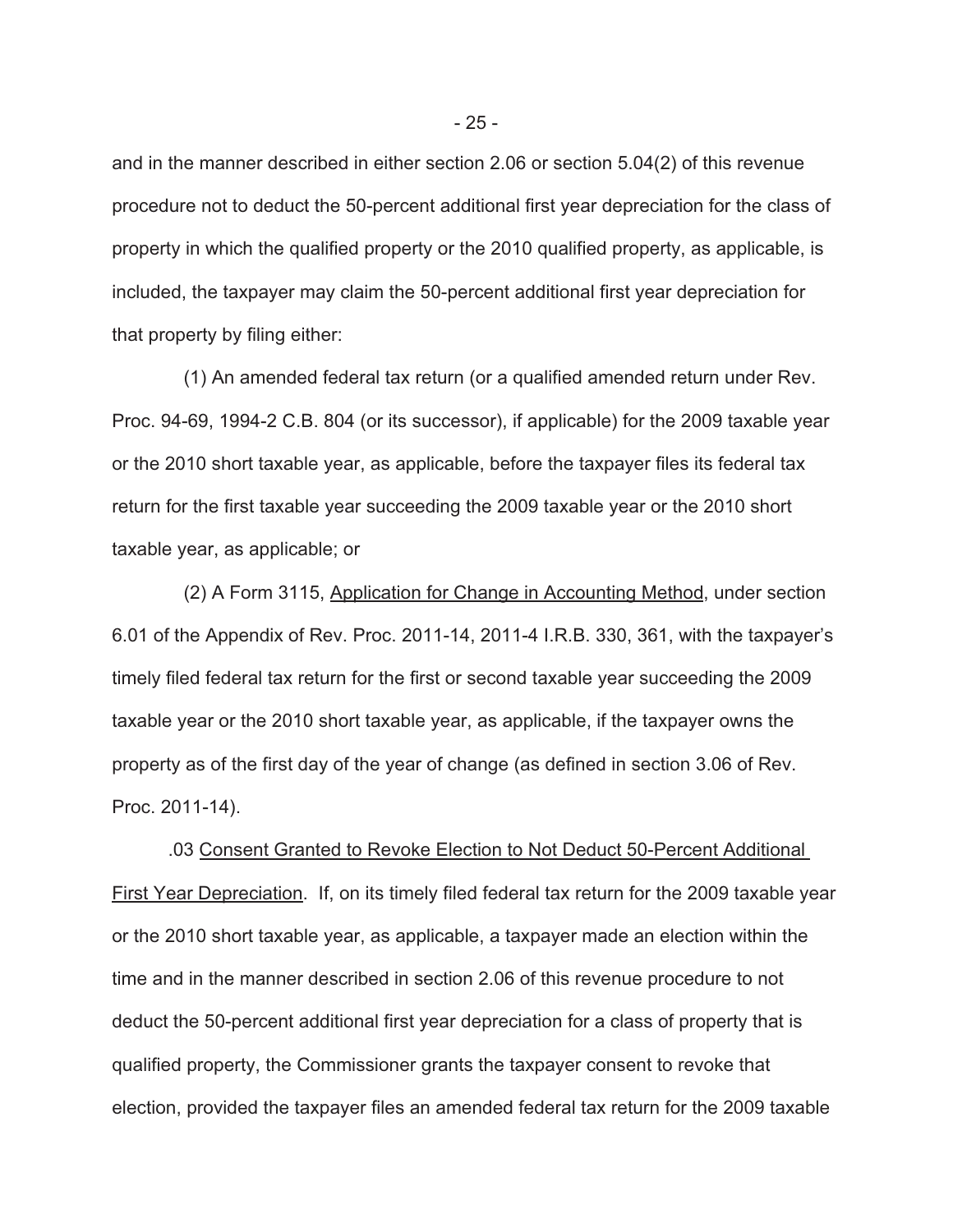and in the manner described in either section 2.06 or section 5.04(2) of this revenue procedure not to deduct the 50-percent additional first year depreciation for the class of property in which the qualified property or the 2010 qualified property, as applicable, is included, the taxpayer may claim the 50-percent additional first year depreciation for that property by filing either:

(1) An amended federal tax return (or a qualified amended return under Rev. Proc. 94-69, 1994-2 C.B. 804 (or its successor), if applicable) for the 2009 taxable year or the 2010 short taxable year, as applicable, before the taxpayer files its federal tax return for the first taxable year succeeding the 2009 taxable year or the 2010 short taxable year, as applicable; or

(2) A Form 3115, Application for Change in Accounting Method, under section 6.01 of the Appendix of Rev. Proc. 2011-14, 2011-4 I.R.B. 330, 361, with the taxpayer's timely filed federal tax return for the first or second taxable year succeeding the 2009 taxable year or the 2010 short taxable year, as applicable, if the taxpayer owns the property as of the first day of the year of change (as defined in section 3.06 of Rev. Proc. 2011-14).

.03 Consent Granted to Revoke Election to Not Deduct 50-Percent Additional First Year Depreciation. If, on its timely filed federal tax return for the 2009 taxable year or the 2010 short taxable year, as applicable, a taxpayer made an election within the time and in the manner described in section 2.06 of this revenue procedure to not deduct the 50-percent additional first year depreciation for a class of property that is qualified property, the Commissioner grants the taxpayer consent to revoke that election, provided the taxpayer files an amended federal tax return for the 2009 taxable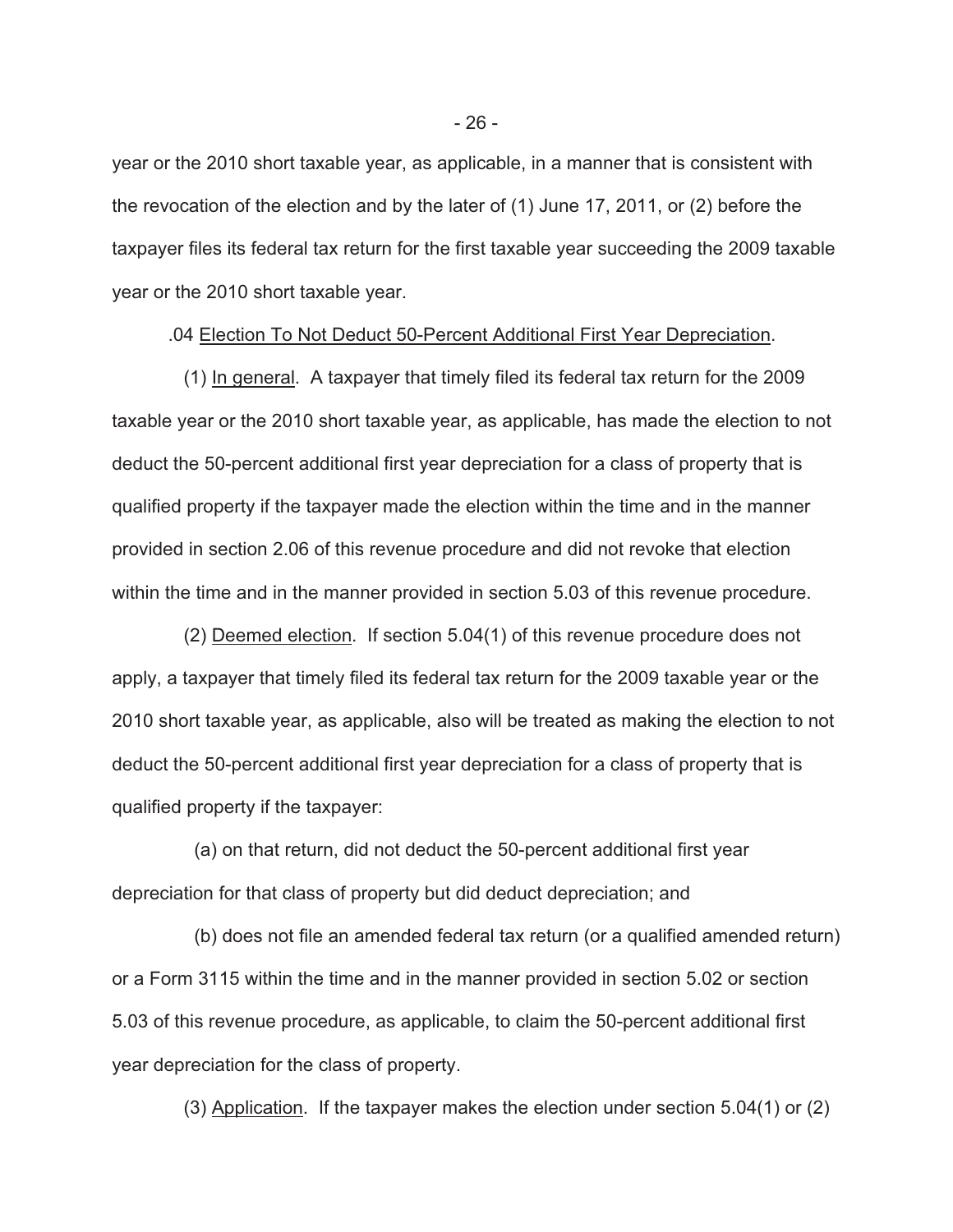year or the 2010 short taxable year, as applicable, in a manner that is consistent with the revocation of the election and by the later of (1) June 17, 2011, or (2) before the taxpayer files its federal tax return for the first taxable year succeeding the 2009 taxable year or the 2010 short taxable year.

.04 Election To Not Deduct 50-Percent Additional First Year Depreciation.

(1) In general. A taxpayer that timely filed its federal tax return for the 2009 taxable year or the 2010 short taxable year, as applicable, has made the election to not deduct the 50-percent additional first year depreciation for a class of property that is qualified property if the taxpayer made the election within the time and in the manner provided in section 2.06 of this revenue procedure and did not revoke that election within the time and in the manner provided in section 5.03 of this revenue procedure.

(2) Deemed election. If section 5.04(1) of this revenue procedure does not apply, a taxpayer that timely filed its federal tax return for the 2009 taxable year or the 2010 short taxable year, as applicable, also will be treated as making the election to not deduct the 50-percent additional first year depreciation for a class of property that is qualified property if the taxpayer:

(a) on that return, did not deduct the 50-percent additional first year depreciation for that class of property but did deduct depreciation; and

(b) does not file an amended federal tax return (or a qualified amended return) or a Form 3115 within the time and in the manner provided in section 5.02 or section 5.03 of this revenue procedure, as applicable, to claim the 50-percent additional first year depreciation for the class of property.

(3) Application. If the taxpayer makes the election under section 5.04(1) or (2)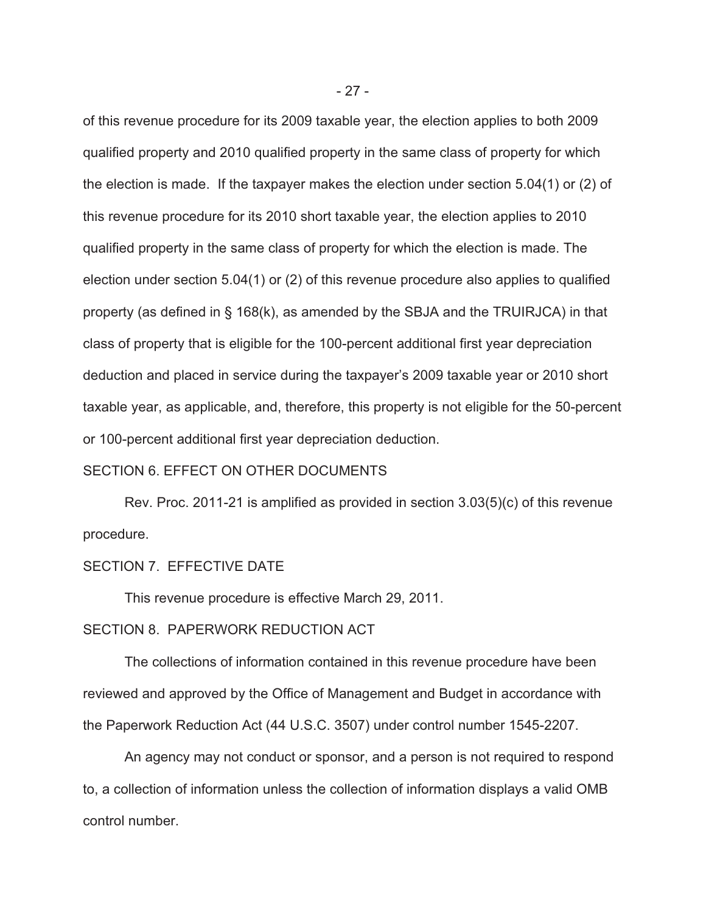of this revenue procedure for its 2009 taxable year, the election applies to both 2009 qualified property and 2010 qualified property in the same class of property for which the election is made. If the taxpayer makes the election under section 5.04(1) or (2) of this revenue procedure for its 2010 short taxable year, the election applies to 2010 qualified property in the same class of property for which the election is made. The election under section 5.04(1) or (2) of this revenue procedure also applies to qualified property (as defined in § 168(k), as amended by the SBJA and the TRUIRJCA) in that class of property that is eligible for the 100-percent additional first year depreciation deduction and placed in service during the taxpayer's 2009 taxable year or 2010 short taxable year, as applicable, and, therefore, this property is not eligible for the 50-percent or 100-percent additional first year depreciation deduction.

SECTION 6. EFFECT ON OTHER DOCUMENTS

Rev. Proc. 2011-21 is amplified as provided in section 3.03(5)(c) of this revenue procedure.

SECTION 7. EFFECTIVE DATE

This revenue procedure is effective March 29, 2011.

SECTION 8. PAPERWORK REDUCTION ACT

The collections of information contained in this revenue procedure have been reviewed and approved by the Office of Management and Budget in accordance with the Paperwork Reduction Act (44 U.S.C. 3507) under control number 1545-2207.

An agency may not conduct or sponsor, and a person is not required to respond to, a collection of information unless the collection of information displays a valid OMB control number.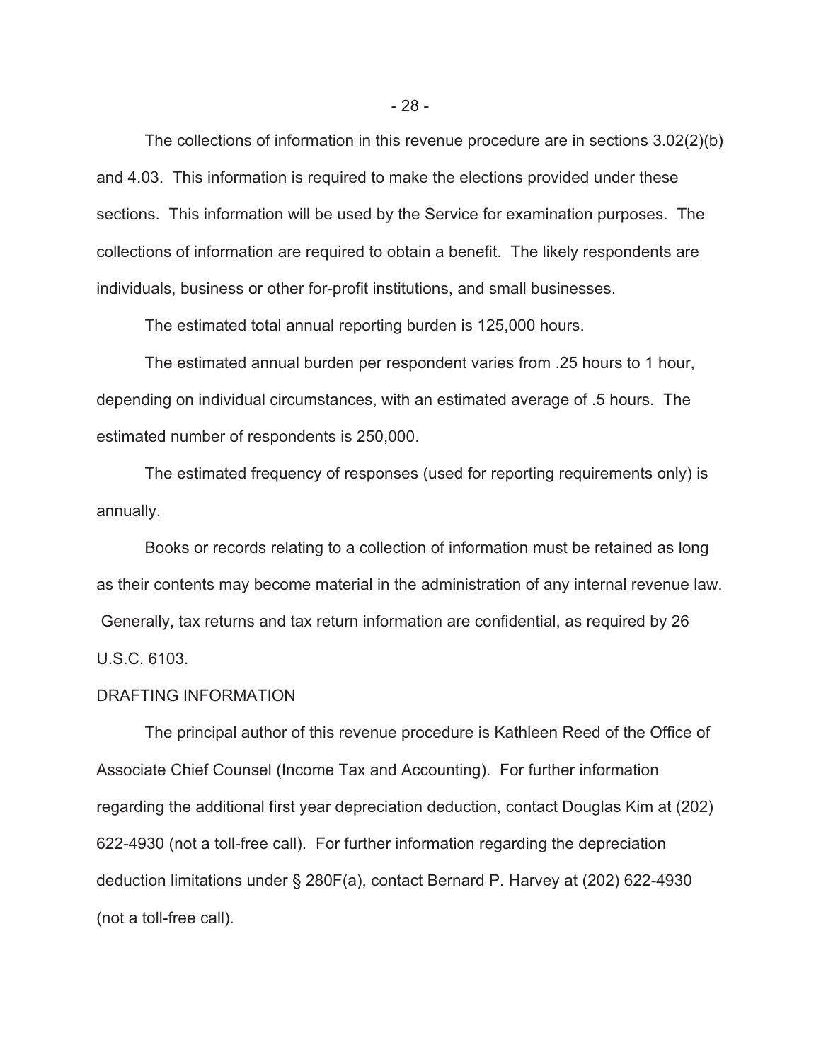The collections of information in this revenue procedure are in sections 3.02(2)(b) and 4.03. This information is required to make the elections provided under these sections. This information will be used by the Service for examination purposes. The collections of information are required to obtain a benefit. The likely respondents are individuals, business or other for-profit institutions, and small businesses.

The estimated total annual reporting burden is 125,000 hours.

The estimated annual burden per respondent varies from .25 hours to 1 hour, depending on individual circumstances, with an estimated average of .5 hours. The estimated number of respondents is 250,000.

The estimated frequency of responses (used for reporting requirements only) is annually.

Books or records relating to a collection of information must be retained as long as their contents may become material in the administration of any internal revenue law. Generally, tax returns and tax return information are confidential, as required by 26 U.S.C. 6103.

## DRAFTING INFORMATION

The principal author of this revenue procedure is Kathleen Reed of the Office of Associate Chief Counsel (Income Tax and Accounting). For further information regarding the additional first year depreciation deduction, contact Douglas Kim at (202) 622-4930 (not a toll-free call). For further information regarding the depreciation deduction limitations under § 280F(a), contact Bernard P. Harvey at (202) 622-4930 (not a toll-free call).